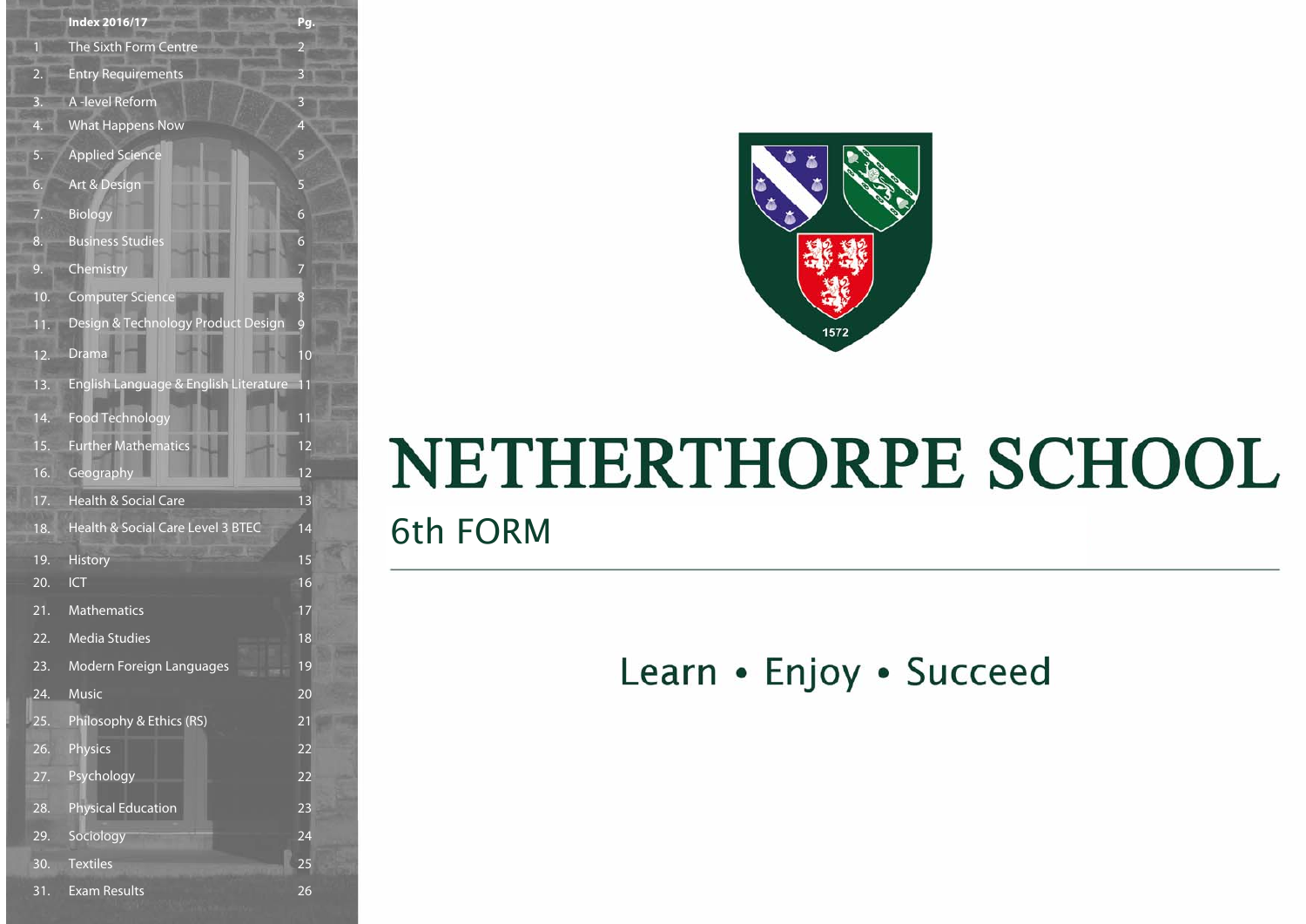# NETHERTHORPE SCHOOL

## 6th FORM

Learn • Enjoy • Succeed

| | Index 2016/17 | Pg. |
|---|---|---|
| 1 | The Sixth Form Centre | 2 |
| 2. | Entry Requirements | 3 |
| 3. | A -level Reform | 3 |
| 4. | What Happens Now | 4 |
| 5. | Applied Science | 5 |
| 6. | Art & Design | 5 |
| 7. | Biology | 6 |
| 8. | Business Studies | 6 |
| 9. | Chemistry | 7 |
| 10. | Computer Science | 8 |
| 11. | Design & Technology Product Design | 9 |
| 12. | Drama | 10 |
| 13. | English Language & English Literature | 11 |
| 14. | Food Technology | 11 |
| 15. | Further Mathematics | 12 |
| 16. | Geography | 12 |
| 17. | Health & Social Care | 13 |
| 18. | Health & Social Care Level 3 BTEC | 14 |
| 19. | History | 15 |
| 20. | ICT | 16 |
| 21. | Mathematics | 17 |
| 22. | Media Studies | 18 |
| 23. | Modern Foreign Languages | 19 |
| 24. | Music | 20 |
| 25. | Philosophy & Ethics (RS) | 21 |
| 26. | Physics | 22 |
| 27. | Psychology | 22 |
| 28. | Physical Education | 23 |
| 29. | Sociology | 24 |
| 30. | Textiles | 25 |
| 31. | Exam Results | 26 |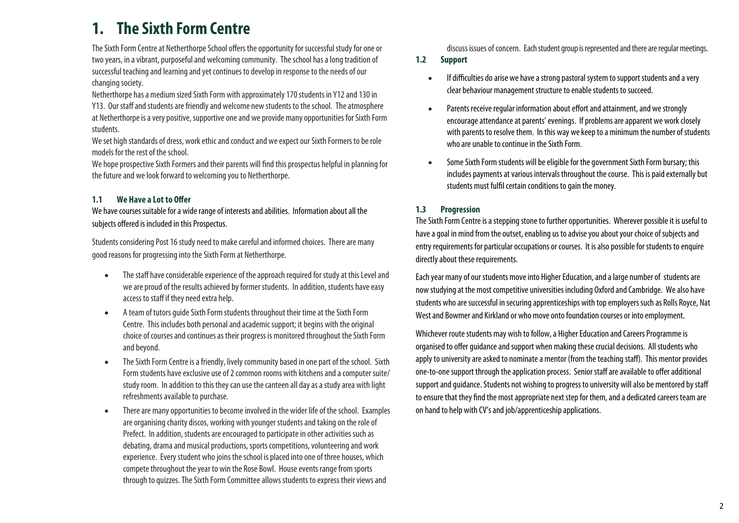# 1. The Sixth Form Centre

The Sixth Form Centre at Netherthorpe School offers the opportunity for successful study for one or two years, in a vibrant, purposeful and welcoming community. The school has a long tradition of successful teaching and learning and yet continues to develop in response to the needs of our changing society.

Netherthorpe has a medium sized Sixth Form with approximately 170 students in Y12 and 130 in Y13. Our staff and students are friendly and welcome new students to the school. The atmosphere at Netherthorpe is a very positive, supportive one and we provide many opportunities for Sixth Form students.

We set high standards of dress, work ethic and conduct and we expect our Sixth Formers to be role models for the rest of the school.

We hope prospective Sixth Formers and their parents will find this prospectus helpful in planning for the future and we look forward to welcoming you to Netherthorpe.

### 1.1 We Have a Lot to Offer

We have courses suitable for a wide range of interests and abilities. Information about all the subjects offered is included in this Prospectus.

Students considering Post 16 study need to make careful and informed choices. There are many good reasons for progressing into the Sixth Form at Netherthorpe.

- The staff have considerable experience of the approach required for study at this Level and we are proud of the results achieved by former students. In addition, students have easy access to staff if they need extra help.
- A team of tutors guide Sixth Form students throughout their time at the Sixth Form Centre. This includes both personal and academic support; it begins with the original choice of courses and continues as their progress is monitored throughout the Sixth Form and beyond.
- The Sixth Form Centre is a friendly, lively community based in one part of the school. Sixth Form students have exclusive use of 2 common rooms with kitchens and a computer suite/ study room. In addition to this they can use the canteen all day as a study area with light refreshments available to purchase.
- There are many opportunities to become involved in the wider life of the school. Examples are organising charity discos, working with younger students and taking on the role of Prefect. In addition, students are encouraged to participate in other activities such as debating, drama and musical productions, sports competitions, volunteering and work experience. Every student who joins the school is placed into one of three houses, which compete throughout the year to win the Rose Bowl. House events range from sports through to quizzes. The Sixth Form Committee allows students to express their views and discuss issues of concern. Each student group is represented and there are regular meetings.

### 1.2 Support

- If difficulties do arise we have a strong pastoral system to support students and a very clear behaviour management structure to enable students to succeed.
- Parents receive regular information about effort and attainment, and we strongly encourage attendance at parents' evenings. If problems are apparent we work closely with parents to resolve them. In this way we keep to a minimum the number of students who are unable to continue in the Sixth Form.
- Some Sixth Form students will be eligible for the government Sixth Form bursary; this includes payments at various intervals throughout the course. This is paid externally but students must fulfil certain conditions to gain the money.

### 1.3 Progression

The Sixth Form Centre is a stepping stone to further opportunities. Wherever possible it is useful to have a goal in mind from the outset, enabling us to advise you about your choice of subjects and entry requirements for particular occupations or courses. It is also possible for students to enquire directly about these requirements.

Each year many of our students move into Higher Education, and a large number of students are now studying at the most competitive universities including Oxford and Cambridge. We also have students who are successful in securing apprenticeships with top employers such as Rolls Royce, Nat West and Bowmer and Kirkland or who move onto foundation courses or into employment.

Whichever route students may wish to follow, a Higher Education and Careers Programme is organised to offer guidance and support when making these crucial decisions. All students who apply to university are asked to nominate a mentor (from the teaching staff). This mentor provides one-to-one support through the application process. Senior staff are available to offer additional support and guidance. Students not wishing to progress to university will also be mentored by staff to ensure that they find the most appropriate next step for them, and a dedicated careers team are on hand to help with CV's and job/apprenticeship applications.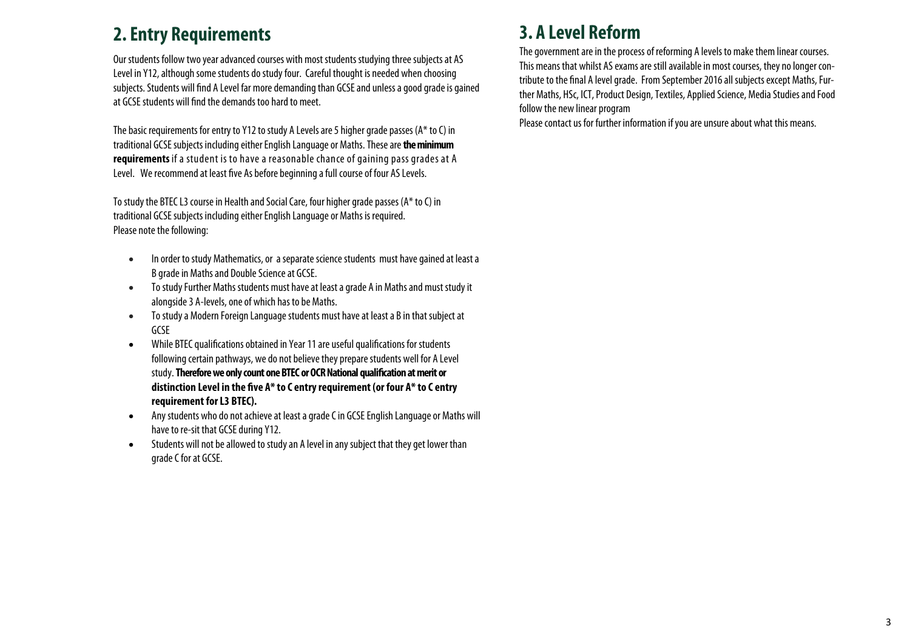## 2. Entry Requirements

Our students follow two year advanced courses with most students studying three subjects at AS Level in Y12, although some students do study four. Careful thought is needed when choosing subjects. Students will find A Level far more demanding than GCSE and unless a good grade is gained at GCSE students will find the demands too hard to meet.

The basic requirements for entry to Y12 to study A Levels are 5 higher grade passes (A* to C) in traditional GCSE subjects including either English Language or Maths. These are **the minimum requirements** if a student is to have a reasonable chance of gaining pass grades at A Level. We recommend at least five As before beginning a full course of four AS Levels.

To study the BTEC L3 course in Health and Social Care, four higher grade passes (A* to C) in traditional GCSE subjects including either English Language or Maths is required.
Please note the following:

- In order to study Mathematics, or a separate science students must have gained at least a B grade in Maths and Double Science at GCSE.
- To study Further Maths students must have at least a grade A in Maths and must study it alongside 3 A-levels, one of which has to be Maths.
- To study a Modern Foreign Language students must have at least a B in that subject at GCSE
- While BTEC qualifications obtained in Year 11 are useful qualifications for students following certain pathways, we do not believe they prepare students well for A Level study. **Therefore we only count one BTEC or OCR National qualification at merit or distinction Level in the five A* to C entry requirement (or four A* to C entry requirement for L3 BTEC).**
- Any students who do not achieve at least a grade C in GCSE English Language or Maths will have to re-sit that GCSE during Y12.
- Students will not be allowed to study an A level in any subject that they get lower than grade C for at GCSE.

## 3. A Level Reform

The government are in the process of reforming A levels to make them linear courses. This means that whilst AS exams are still available in most courses, they no longer contribute to the final A level grade. From September 2016 all subjects except Maths, Further Maths, HSc, ICT, Product Design, Textiles, Applied Science, Media Studies and Food follow the new linear program

Please contact us for further information if you are unsure about what this means.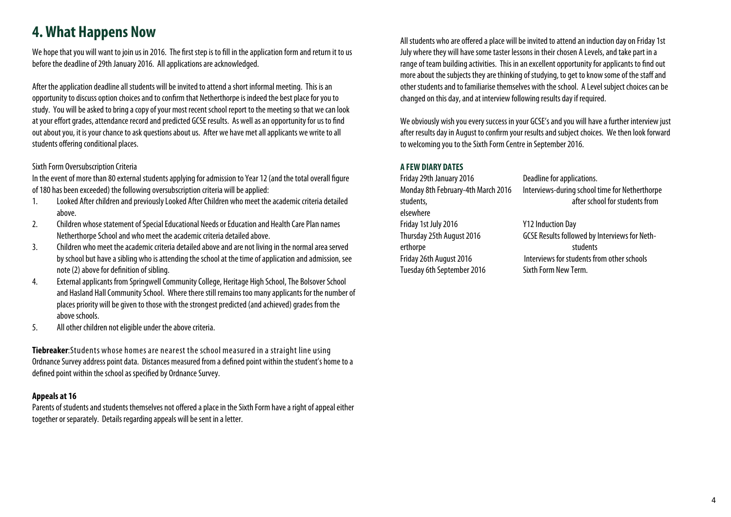# 4. What Happens Now

We hope that you will want to join us in 2016. The first step is to fill in the application form and return it to us before the deadline of 29th January 2016. All applications are acknowledged.

After the application deadline all students will be invited to attend a short informal meeting. This is an opportunity to discuss option choices and to confirm that Netherthorpe is indeed the best place for you to study. You will be asked to bring a copy of your most recent school report to the meeting so that we can look at your effort grades, attendance record and predicted GCSE results. As well as an opportunity for us to find out about you, it is your chance to ask questions about us. After we have met all applicants we write to all students offering conditional places.

Sixth Form Oversubscription Criteria

In the event of more than 80 external students applying for admission to Year 12 (and the total overall figure of 180 has been exceeded) the following oversubscription criteria will be applied:

1. Looked After children and previously Looked After Children who meet the academic criteria detailed above.
2. Children whose statement of Special Educational Needs or Education and Health Care Plan names Netherthorpe School and who meet the academic criteria detailed above.
3. Children who meet the academic criteria detailed above and are not living in the normal area served by school but have a sibling who is attending the school at the time of application and admission, see note (2) above for definition of sibling.
4. External applicants from Springwell Community College, Heritage High School, The Bolsover School and Hasland Hall Community School. Where there still remains too many applicants for the number of places priority will be given to those with the strongest predicted (and achieved) grades from the above schools.
5. All other children not eligible under the above criteria.

**Tiebreaker**: Students whose homes are nearest the school measured in a straight line using Ordnance Survey address point data. Distances measured from a defined point within the student's home to a defined point within the school as specified by Ordnance Survey.

**Appeals at 16**

Parents of students and students themselves not offered a place in the Sixth Form have a right of appeal either together or separately. Details regarding appeals will be sent in a letter.

All students who are offered a place will be invited to attend an induction day on Friday 1st July where they will have some taster lessons in their chosen A Levels, and take part in a range of team building activities. This in an excellent opportunity for applicants to find out more about the subjects they are thinking of studying, to get to know some of the staff and other students and to familiarise themselves with the school. A Level subject choices can be changed on this day, and at interview following results day if required.

We obviously wish you every success in your GCSE's and you will have a further interview just after results day in August to confirm your results and subject choices. We then look forward to welcoming you to the Sixth Form Centre in September 2016.

**A FEW DIARY DATES**

| | |
|---|---|
| Friday 29th January 2016 | Deadline for applications. |
| Monday 8th February-4th March 2016 | Interviews-during school time for Netherthorpe students, after school for students from elsewhere |
| Friday 1st July 2016 | Y12 Induction Day |
| Thursday 25th August 2016 | GCSE Results followed by Interviews for Netherthorpe students |
| Friday 26th August 2016 | Interviews for students from other schools |
| Tuesday 6th September 2016 | Sixth Form New Term. |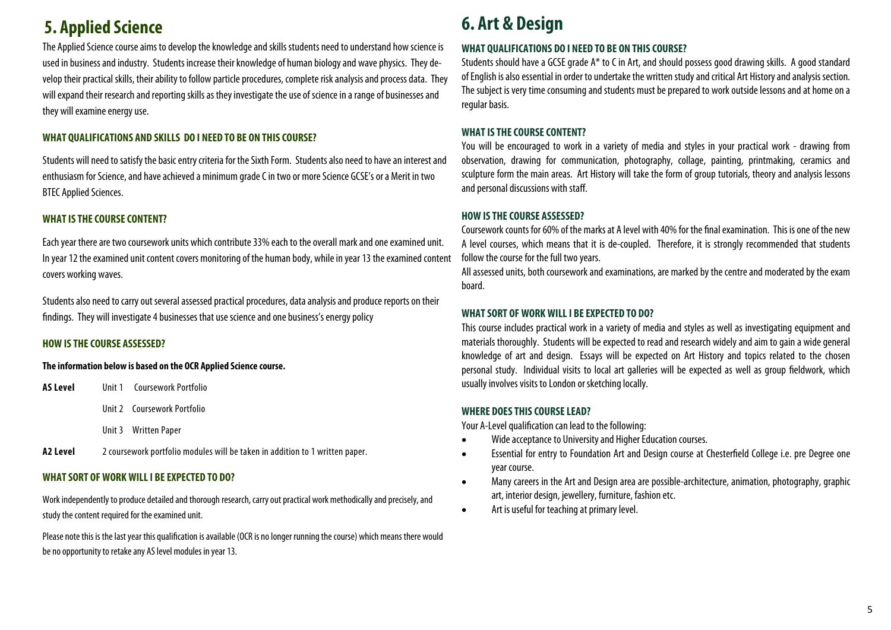# 5. Applied Science

The Applied Science course aims to develop the knowledge and skills students need to understand how science is used in business and industry. Students increase their knowledge of human biology and wave physics. They develop their practical skills, their ability to follow particle procedures, complete risk analysis and process data. They will expand their research and reporting skills as they investigate the use of science in a range of businesses and they will examine energy use.

### WHAT QUALIFICATIONS AND SKILLS DO I NEED TO BE ON THIS COURSE?

Students will need to satisfy the basic entry criteria for the Sixth Form. Students also need to have an interest and enthusiasm for Science, and have achieved a minimum grade C in two or more Science GCSE's or a Merit in two BTEC Applied Sciences.

### WHAT IS THE COURSE CONTENT?

Each year there are two coursework units which contribute 33% each to the overall mark and one examined unit. In year 12 the examined unit content covers monitoring of the human body, while in year 13 the examined content covers working waves.

Students also need to carry out several assessed practical procedures, data analysis and produce reports on their findings. They will investigate 4 businesses that use science and one business's energy policy

### HOW IS THE COURSE ASSESSED?

**The information below is based on the OCR Applied Science course.**

**AS Level**
- Unit 1 Coursework Portfolio
- Unit 2 Coursework Portfolio
- Unit 3 Written Paper

**A2 Level** 2 coursework portfolio modules will be taken in addition to 1 written paper.

### WHAT SORT OF WORK WILL I BE EXPECTED TO DO?

Work independently to produce detailed and thorough research, carry out practical work methodically and precisely, and study the content required for the examined unit.

Please note this is the last year this qualification is available (OCR is no longer running the course) which means there would be no opportunity to retake any AS level modules in year 13.

# 6. Art & Design

### WHAT QUALIFICATIONS DO I NEED TO BE ON THIS COURSE?

Students should have a GCSE grade A* to C in Art, and should possess good drawing skills. A good standard of English is also essential in order to undertake the written study and critical Art History and analysis section. The subject is very time consuming and students must be prepared to work outside lessons and at home on a regular basis.

### WHAT IS THE COURSE CONTENT?

You will be encouraged to work in a variety of media and styles in your practical work - drawing from observation, drawing for communication, photography, collage, painting, printmaking, ceramics and sculpture form the main areas. Art History will take the form of group tutorials, theory and analysis lessons and personal discussions with staff.

### HOW IS THE COURSE ASSESSED?

Coursework counts for 60% of the marks at A level with 40% for the final examination. This is one of the new A level courses, which means that it is de-coupled. Therefore, it is strongly recommended that students follow the course for the full two years.

All assessed units, both coursework and examinations, are marked by the centre and moderated by the exam board.

### WHAT SORT OF WORK WILL I BE EXPECTED TO DO?

This course includes practical work in a variety of media and styles as well as investigating equipment and materials thoroughly. Students will be expected to read and research widely and aim to gain a wide general knowledge of art and design. Essays will be expected on Art History and topics related to the chosen personal study. Individual visits to local art galleries will be expected as well as group fieldwork, which usually involves visits to London or sketching locally.

### WHERE DOES THIS COURSE LEAD?

Your A-Level qualification can lead to the following:

- Wide acceptance to University and Higher Education courses.
- Essential for entry to Foundation Art and Design course at Chesterfield College i.e. pre Degree one year course.
- Many careers in the Art and Design area are possible-architecture, animation, photography, graphic art, interior design, jewellery, furniture, fashion etc.
- Art is useful for teaching at primary level.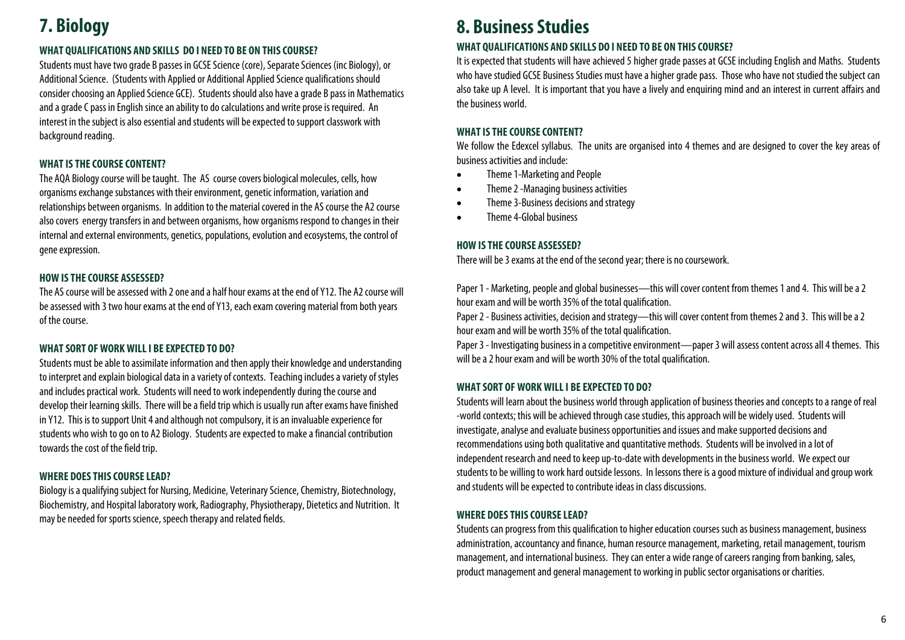# 7. Biology

### WHAT QUALIFICATIONS AND SKILLS DO I NEED TO BE ON THIS COURSE?

Students must have two grade B passes in GCSE Science (core), Separate Sciences (inc Biology), or Additional Science. (Students with Applied or Additional Applied Science qualifications should consider choosing an Applied Science GCE). Students should also have a grade B pass in Mathematics and a grade C pass in English since an ability to do calculations and write prose is required. An interest in the subject is also essential and students will be expected to support classwork with background reading.

### WHAT IS THE COURSE CONTENT?

The AQA Biology course will be taught. The AS course covers biological molecules, cells, how organisms exchange substances with their environment, genetic information, variation and relationships between organisms. In addition to the material covered in the AS course the A2 course also covers energy transfers in and between organisms, how organisms respond to changes in their internal and external environments, genetics, populations, evolution and ecosystems, the control of gene expression.

### HOW IS THE COURSE ASSESSED?

The AS course will be assessed with 2 one and a half hour exams at the end of Y12. The A2 course will be assessed with 3 two hour exams at the end of Y13, each exam covering material from both years of the course.

### WHAT SORT OF WORK WILL I BE EXPECTED TO DO?

Students must be able to assimilate information and then apply their knowledge and understanding to interpret and explain biological data in a variety of contexts. Teaching includes a variety of styles and includes practical work. Students will need to work independently during the course and develop their learning skills. There will be a field trip which is usually run after exams have finished in Y12. This is to support Unit 4 and although not compulsory, it is an invaluable experience for students who wish to go on to A2 Biology. Students are expected to make a financial contribution towards the cost of the field trip.

### WHERE DOES THIS COURSE LEAD?

Biology is a qualifying subject for Nursing, Medicine, Veterinary Science, Chemistry, Biotechnology, Biochemistry, and Hospital laboratory work, Radiography, Physiotherapy, Dietetics and Nutrition. It may be needed for sports science, speech therapy and related fields.

# 8. Business Studies

### WHAT QUALIFICATIONS AND SKILLS DO I NEED TO BE ON THIS COURSE?

It is expected that students will have achieved 5 higher grade passes at GCSE including English and Maths. Students who have studied GCSE Business Studies must have a higher grade pass. Those who have not studied the subject can also take up A level. It is important that you have a lively and enquiring mind and an interest in current affairs and the business world.

### WHAT IS THE COURSE CONTENT?

We follow the Edexcel syllabus. The units are organised into 4 themes and are designed to cover the key areas of business activities and include:

- Theme 1-Marketing and People
- Theme 2 -Managing business activities
- Theme 3-Business decisions and strategy
- Theme 4-Global business

### HOW IS THE COURSE ASSESSED?

There will be 3 exams at the end of the second year; there is no coursework.

Paper 1 - Marketing, people and global businesses—this will cover content from themes 1 and 4. This will be a 2 hour exam and will be worth 35% of the total qualification.

Paper 2 - Business activities, decision and strategy—this will cover content from themes 2 and 3. This will be a 2 hour exam and will be worth 35% of the total qualification.

Paper 3 - Investigating business in a competitive environment—paper 3 will assess content across all 4 themes. This will be a 2 hour exam and will be worth 30% of the total qualification.

### WHAT SORT OF WORK WILL I BE EXPECTED TO DO?

Students will learn about the business world through application of business theories and concepts to a range of real-world contexts; this will be achieved through case studies, this approach will be widely used. Students will investigate, analyse and evaluate business opportunities and issues and make supported decisions and recommendations using both qualitative and quantitative methods. Students will be involved in a lot of independent research and need to keep up-to-date with developments in the business world. We expect our students to be willing to work hard outside lessons. In lessons there is a good mixture of individual and group work and students will be expected to contribute ideas in class discussions.

### WHERE DOES THIS COURSE LEAD?

Students can progress from this qualification to higher education courses such as business management, business administration, accountancy and finance, human resource management, marketing, retail management, tourism management, and international business. They can enter a wide range of careers ranging from banking, sales, product management and general management to working in public sector organisations or charities.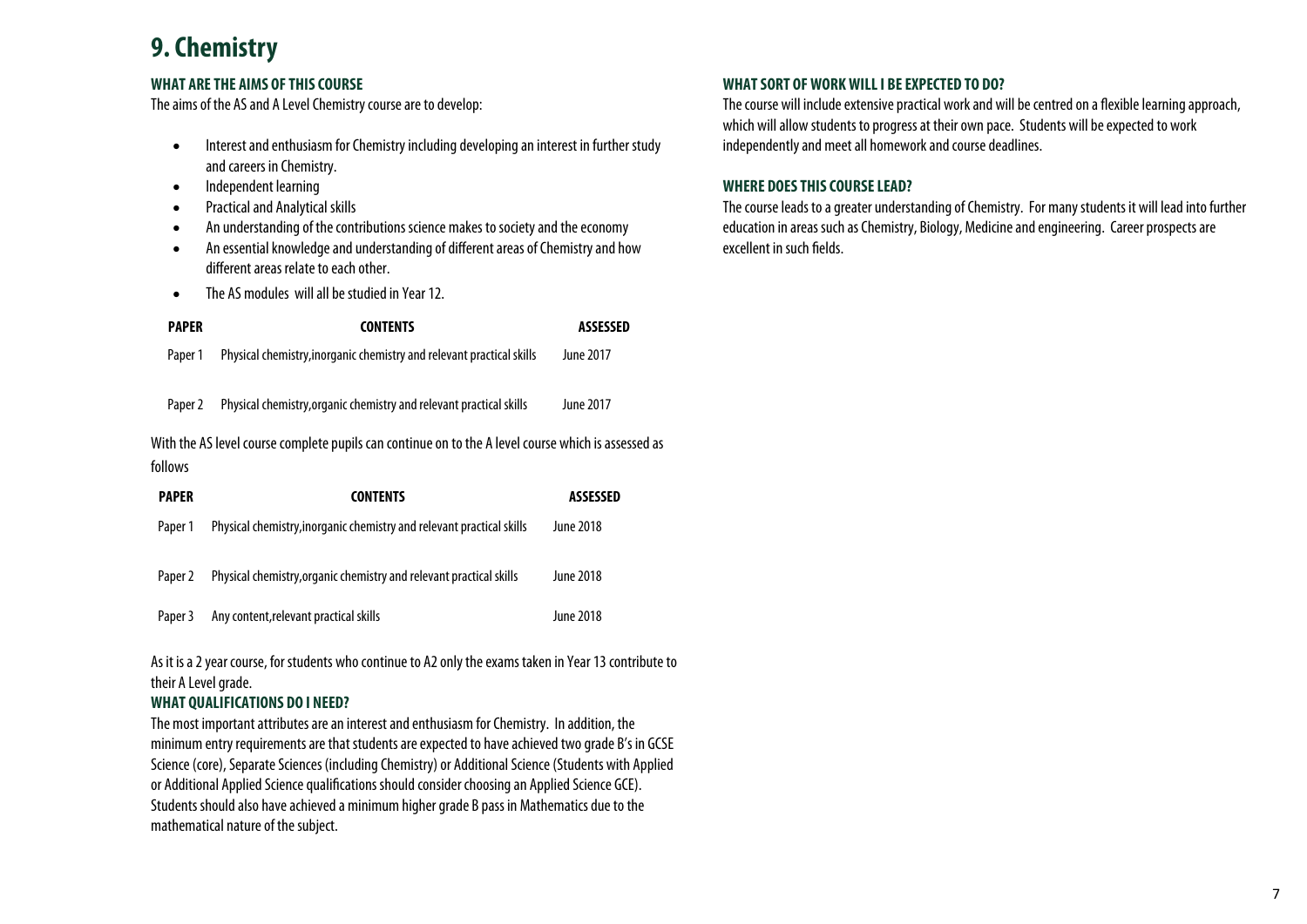# 9. Chemistry

### WHAT ARE THE AIMS OF THIS COURSE

The aims of the AS and A Level Chemistry course are to develop:

- Interest and enthusiasm for Chemistry including developing an interest in further study and careers in Chemistry.
- Independent learning
- Practical and Analytical skills
- An understanding of the contributions science makes to society and the economy
- An essential knowledge and understanding of different areas of Chemistry and how different areas relate to each other.
- The AS modules will all be studied in Year 12.

| PAPER | CONTENTS | ASSESSED |
|---|---|---|
| Paper 1 | Physical chemistry,inorganic chemistry and relevant practical skills | June 2017 |
| Paper 2 | Physical chemistry,organic chemistry and relevant practical skills | June 2017 |

With the AS level course complete pupils can continue on to the A level course which is assessed as follows

| PAPER | CONTENTS | ASSESSED |
|---|---|---|
| Paper 1 | Physical chemistry,inorganic chemistry and relevant practical skills | June 2018 |
| Paper 2 | Physical chemistry,organic chemistry and relevant practical skills | June 2018 |
| Paper 3 | Any content,relevant practical skills | June 2018 |

As it is a 2 year course, for students who continue to A2 only the exams taken in Year 13 contribute to their A Level grade.

### WHAT QUALIFICATIONS DO I NEED?

The most important attributes are an interest and enthusiasm for Chemistry. In addition, the minimum entry requirements are that students are expected to have achieved two grade B's in GCSE Science (core), Separate Sciences (including Chemistry) or Additional Science (Students with Applied or Additional Applied Science qualifications should consider choosing an Applied Science GCE). Students should also have achieved a minimum higher grade B pass in Mathematics due to the mathematical nature of the subject.

### WHAT SORT OF WORK WILL I BE EXPECTED TO DO?

The course will include extensive practical work and will be centred on a flexible learning approach, which will allow students to progress at their own pace. Students will be expected to work independently and meet all homework and course deadlines.

### WHERE DOES THIS COURSE LEAD?

The course leads to a greater understanding of Chemistry. For many students it will lead into further education in areas such as Chemistry, Biology, Medicine and engineering. Career prospects are excellent in such fields.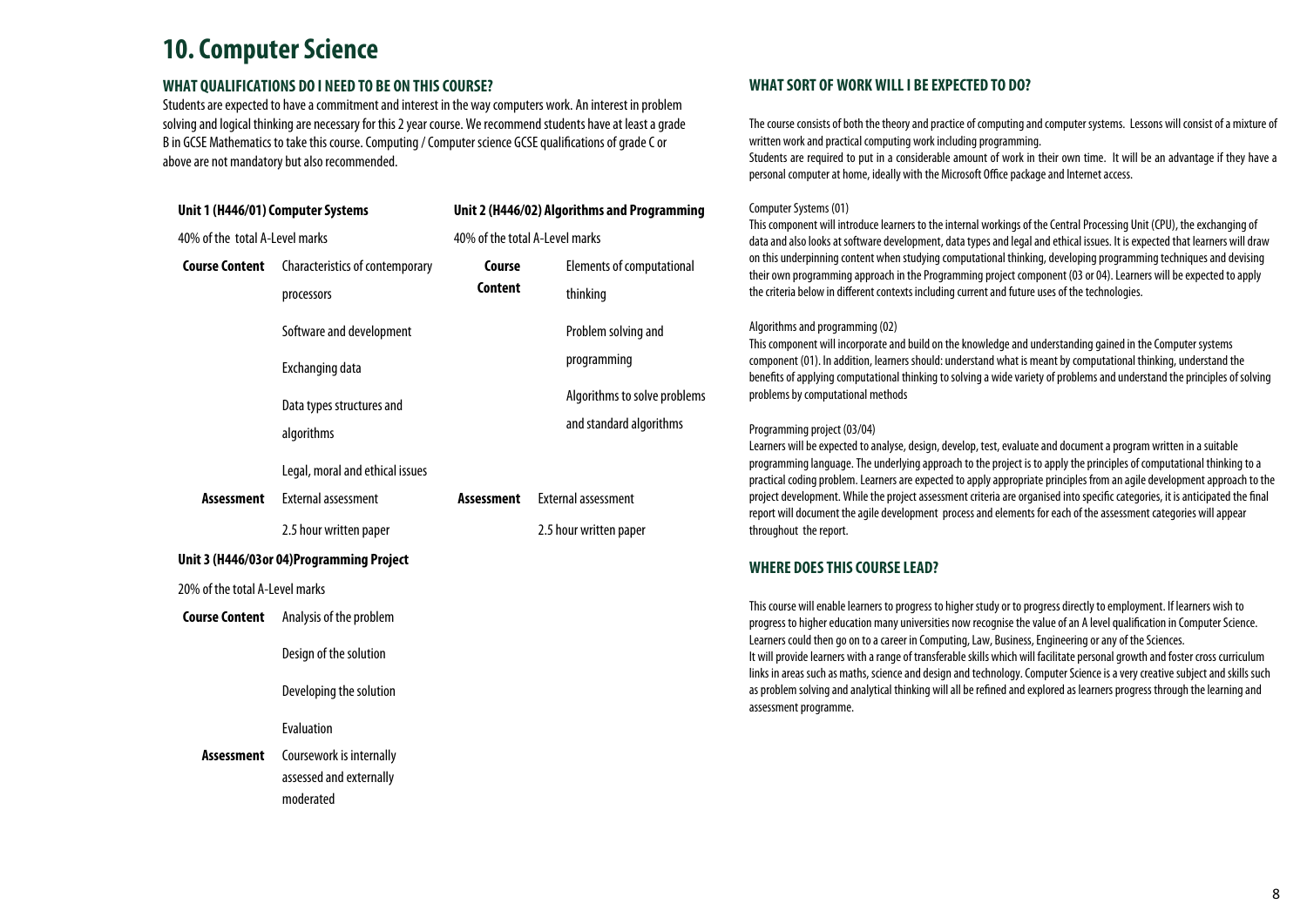# 10. Computer Science

## WHAT QUALIFICATIONS DO I NEED TO BE ON THIS COURSE?

Students are expected to have a commitment and interest in the way computers work. An interest in problem solving and logical thinking are necessary for this 2 year course. We recommend students have at least a grade B in GCSE Mathematics to take this course. Computing / Computer science GCSE qualifications of grade C or above are not mandatory but also recommended.

| **Unit 1 (H446/01) Computer Systems** | | **Unit 2 (H446/02) Algorithms and Programming** | |
|---|---|---|---|
| 40% of the total A-Level marks | | 40% of the total A-Level marks | |
| **Course Content** | Characteristics of contemporary processors | **Course Content** | Elements of computational thinking |
| | Software and development | | Problem solving and programming |
| | Exchanging data | | Algorithms to solve problems and standard algorithms |
| | Data types structures and algorithms | | |
| | Legal, moral and ethical issues | | |
| **Assessment** | External assessment | **Assessment** | External assessment |
| | 2.5 hour written paper | | 2.5 hour written paper |

| **Unit 3 (H446/03or 04)Programming Project** | |
|---|---|
| 20% of the total A-Level marks | |
| **Course Content** | Analysis of the problem |
| | Design of the solution |
| | Developing the solution |
| | Evaluation |
| **Assessment** | Coursework is internally assessed and externally moderated |

## WHAT SORT OF WORK WILL I BE EXPECTED TO DO?

The course consists of both the theory and practice of computing and computer systems. Lessons will consist of a mixture of written work and practical computing work including programming.

Students are required to put in a considerable amount of work in their own time. It will be an advantage if they have a personal computer at home, ideally with the Microsoft Office package and Internet access.

Computer Systems (01)

This component will introduce learners to the internal workings of the Central Processing Unit (CPU), the exchanging of data and also looks at software development, data types and legal and ethical issues. It is expected that learners will draw on this underpinning content when studying computational thinking, developing programming techniques and devising their own programming approach in the Programming project component (03 or 04). Learners will be expected to apply the criteria below in different contexts including current and future uses of the technologies.

Algorithms and programming (02)

This component will incorporate and build on the knowledge and understanding gained in the Computer systems component (01). In addition, learners should: understand what is meant by computational thinking, understand the benefits of applying computational thinking to solving a wide variety of problems and understand the principles of solving problems by computational methods

Programming project (03/04)

Learners will be expected to analyse, design, develop, test, evaluate and document a program written in a suitable programming language. The underlying approach to the project is to apply the principles of computational thinking to a practical coding problem. Learners are expected to apply appropriate principles from an agile development approach to the project development. While the project assessment criteria are organised into specific categories, it is anticipated the final report will document the agile development process and elements for each of the assessment categories will appear throughout the report.

## WHERE DOES THIS COURSE LEAD?

This course will enable learners to progress to higher study or to progress directly to employment. If learners wish to progress to higher education many universities now recognise the value of an A level qualification in Computer Science. Learners could then go on to a career in Computing, Law, Business, Engineering or any of the Sciences.

It will provide learners with a range of transferable skills which will facilitate personal growth and foster cross curriculum links in areas such as maths, science and design and technology. Computer Science is a very creative subject and skills such as problem solving and analytical thinking will all be refined and explored as learners progress through the learning and assessment programme.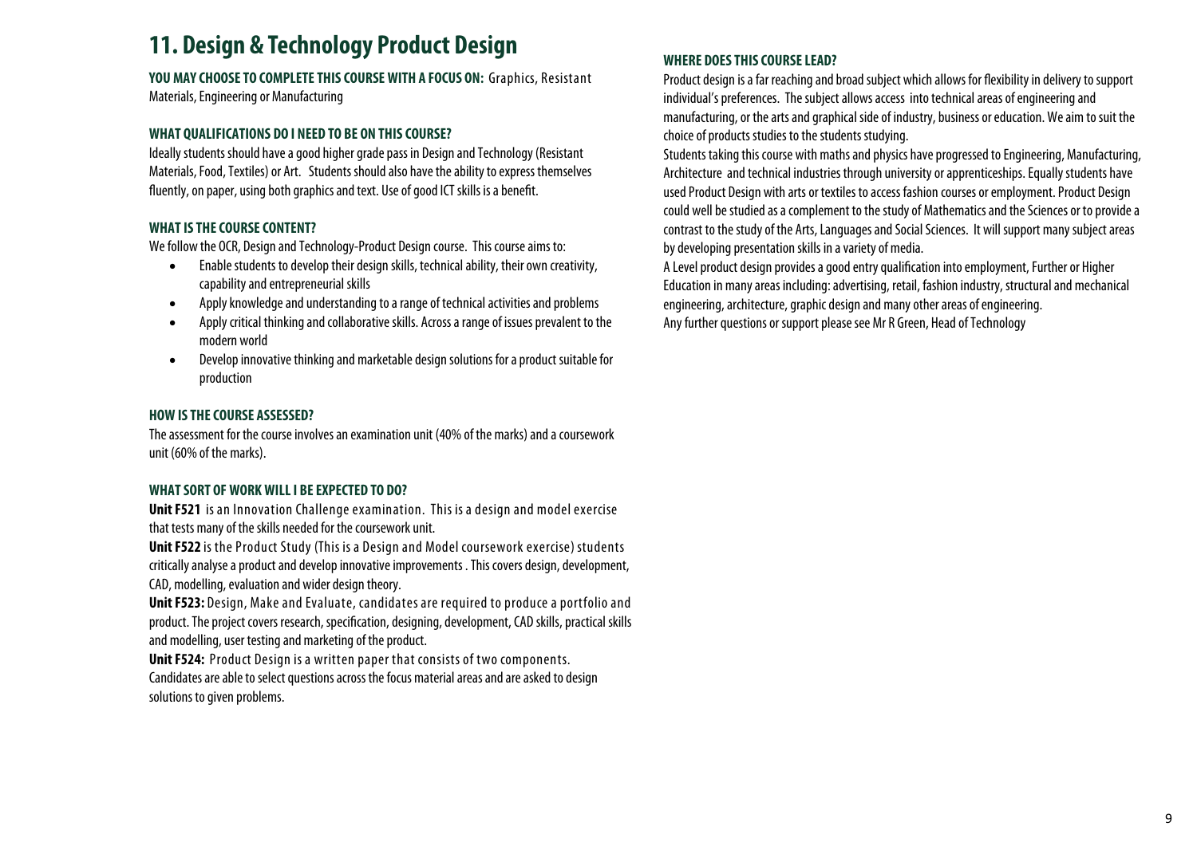# 11. Design & Technology Product Design

**YOU MAY CHOOSE TO COMPLETE THIS COURSE WITH A FOCUS ON:** Graphics, Resistant Materials, Engineering or Manufacturing

### WHAT QUALIFICATIONS DO I NEED TO BE ON THIS COURSE?

Ideally students should have a good higher grade pass in Design and Technology (Resistant Materials, Food, Textiles) or Art. Students should also have the ability to express themselves fluently, on paper, using both graphics and text. Use of good ICT skills is a benefit.

### WHAT IS THE COURSE CONTENT?

We follow the OCR, Design and Technology-Product Design course. This course aims to:

- Enable students to develop their design skills, technical ability, their own creativity, capability and entrepreneurial skills
- Apply knowledge and understanding to a range of technical activities and problems
- Apply critical thinking and collaborative skills. Across a range of issues prevalent to the modern world
- Develop innovative thinking and marketable design solutions for a product suitable for production

### HOW IS THE COURSE ASSESSED?

The assessment for the course involves an examination unit (40% of the marks) and a coursework unit (60% of the marks).

### WHAT SORT OF WORK WILL I BE EXPECTED TO DO?

**Unit F521** is an Innovation Challenge examination. This is a design and model exercise that tests many of the skills needed for the coursework unit.

**Unit F522** is the Product Study (This is a Design and Model coursework exercise) students critically analyse a product and develop innovative improvements . This covers design, development, CAD, modelling, evaluation and wider design theory.

**Unit F523:** Design, Make and Evaluate, candidates are required to produce a portfolio and product. The project covers research, specification, designing, development, CAD skills, practical skills and modelling, user testing and marketing of the product.

**Unit F524:** Product Design is a written paper that consists of two components. Candidates are able to select questions across the focus material areas and are asked to design solutions to given problems.

### WHERE DOES THIS COURSE LEAD?

Product design is a far reaching and broad subject which allows for flexibility in delivery to support individual's preferences. The subject allows access into technical areas of engineering and manufacturing, or the arts and graphical side of industry, business or education. We aim to suit the choice of products studies to the students studying.

Students taking this course with maths and physics have progressed to Engineering, Manufacturing, Architecture and technical industries through university or apprenticeships. Equally students have used Product Design with arts or textiles to access fashion courses or employment. Product Design could well be studied as a complement to the study of Mathematics and the Sciences or to provide a contrast to the study of the Arts, Languages and Social Sciences. It will support many subject areas by developing presentation skills in a variety of media.

A Level product design provides a good entry qualification into employment, Further or Higher Education in many areas including: advertising, retail, fashion industry, structural and mechanical engineering, architecture, graphic design and many other areas of engineering.

Any further questions or support please see Mr R Green, Head of Technology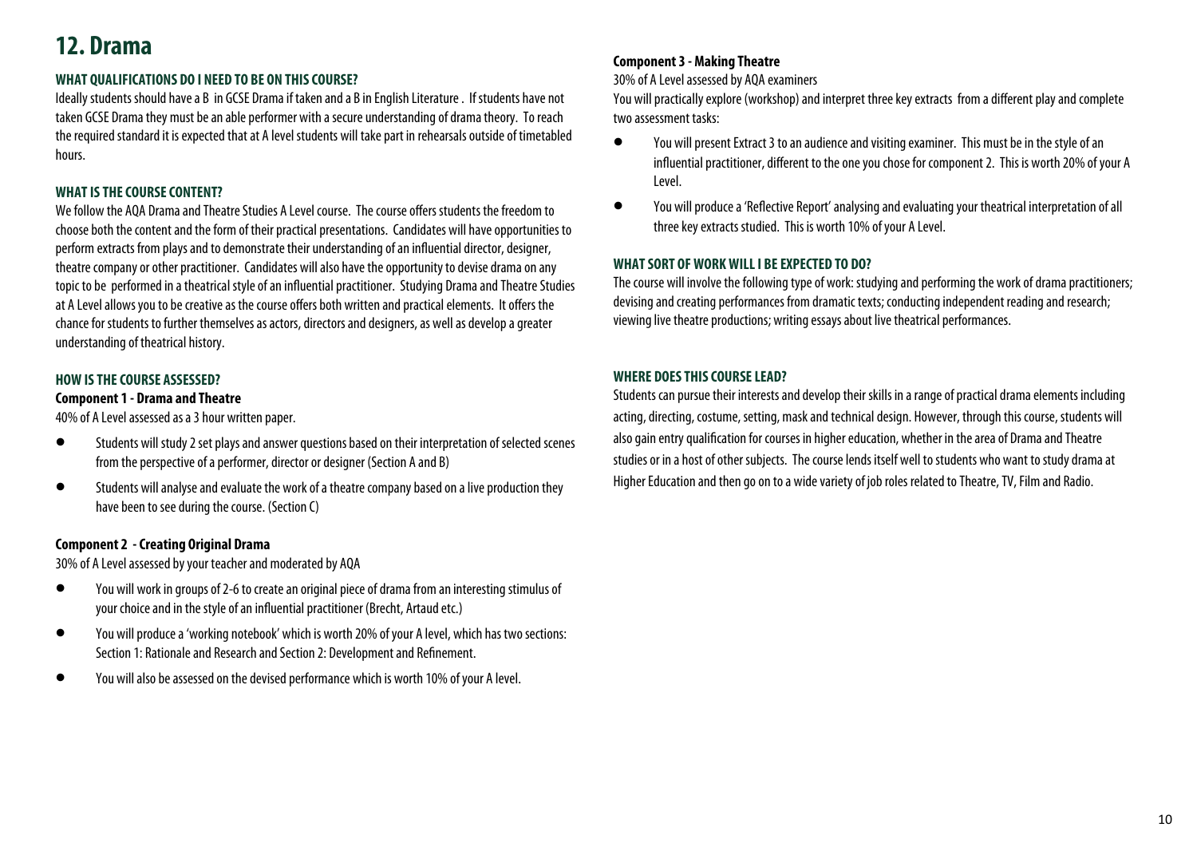# 12. Drama

### WHAT QUALIFICATIONS DO I NEED TO BE ON THIS COURSE?

Ideally students should have a B in GCSE Drama if taken and a B in English Literature . If students have not taken GCSE Drama they must be an able performer with a secure understanding of drama theory. To reach the required standard it is expected that at A level students will take part in rehearsals outside of timetabled hours.

### WHAT IS THE COURSE CONTENT?

We follow the AQA Drama and Theatre Studies A Level course. The course offers students the freedom to choose both the content and the form of their practical presentations. Candidates will have opportunities to perform extracts from plays and to demonstrate their understanding of an influential director, designer, theatre company or other practitioner. Candidates will also have the opportunity to devise drama on any topic to be performed in a theatrical style of an influential practitioner. Studying Drama and Theatre Studies at A Level allows you to be creative as the course offers both written and practical elements. It offers the chance for students to further themselves as actors, directors and designers, as well as develop a greater understanding of theatrical history.

### HOW IS THE COURSE ASSESSED?

**Component 1 - Drama and Theatre**

40% of A Level assessed as a 3 hour written paper.

- Students will study 2 set plays and answer questions based on their interpretation of selected scenes from the perspective of a performer, director or designer (Section A and B)
- Students will analyse and evaluate the work of a theatre company based on a live production they have been to see during the course. (Section C)

**Component 2 - Creating Original Drama**

30% of A Level assessed by your teacher and moderated by AQA

- You will work in groups of 2-6 to create an original piece of drama from an interesting stimulus of your choice and in the style of an influential practitioner (Brecht, Artaud etc.)
- You will produce a 'working notebook' which is worth 20% of your A level, which has two sections: Section 1: Rationale and Research and Section 2: Development and Refinement.
- You will also be assessed on the devised performance which is worth 10% of your A level.

**Component 3 - Making Theatre**

30% of A Level assessed by AQA examiners

You will practically explore (workshop) and interpret three key extracts from a different play and complete two assessment tasks:

- You will present Extract 3 to an audience and visiting examiner. This must be in the style of an influential practitioner, different to the one you chose for component 2. This is worth 20% of your A Level.
- You will produce a 'Reflective Report' analysing and evaluating your theatrical interpretation of all three key extracts studied. This is worth 10% of your A Level.

### WHAT SORT OF WORK WILL I BE EXPECTED TO DO?

The course will involve the following type of work: studying and performing the work of drama practitioners; devising and creating performances from dramatic texts; conducting independent reading and research; viewing live theatre productions; writing essays about live theatrical performances.

### WHERE DOES THIS COURSE LEAD?

Students can pursue their interests and develop their skills in a range of practical drama elements including acting, directing, costume, setting, mask and technical design. However, through this course, students will also gain entry qualification for courses in higher education, whether in the area of Drama and Theatre studies or in a host of other subjects. The course lends itself well to students who want to study drama at Higher Education and then go on to a wide variety of job roles related to Theatre, TV, Film and Radio.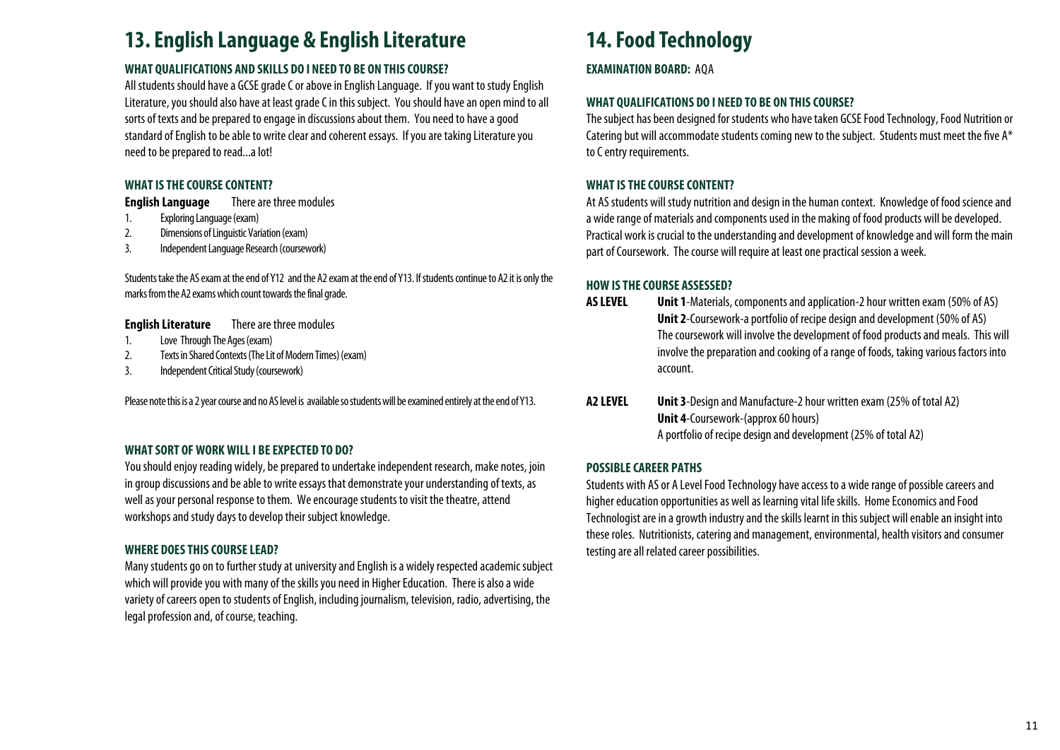# 13. English Language & English Literature

### WHAT QUALIFICATIONS AND SKILLS DO I NEED TO BE ON THIS COURSE?

All students should have a GCSE grade C or above in English Language. If you want to study English Literature, you should also have at least grade C in this subject. You should have an open mind to all sorts of texts and be prepared to engage in discussions about them. You need to have a good standard of English to be able to write clear and coherent essays. If you are taking Literature you need to be prepared to read...a lot!

### WHAT IS THE COURSE CONTENT?

**English Language** There are three modules

1. Exploring Language (exam)
2. Dimensions of Linguistic Variation (exam)
3. Independent Language Research (coursework)

Students take the AS exam at the end of Y12 and the A2 exam at the end of Y13. If students continue to A2 it is only the marks from the A2 exams which count towards the final grade.

**English Literature** There are three modules

1. Love Through The Ages (exam)
2. Texts in Shared Contexts (The Lit of Modern Times) (exam)
3. Independent Critical Study (coursework)

Please note this is a 2 year course and no AS level is available so students will be examined entirely at the end of Y13.

### WHAT SORT OF WORK WILL I BE EXPECTED TO DO?

You should enjoy reading widely, be prepared to undertake independent research, make notes, join in group discussions and be able to write essays that demonstrate your understanding of texts, as well as your personal response to them. We encourage students to visit the theatre, attend workshops and study days to develop their subject knowledge.

### WHERE DOES THIS COURSE LEAD?

Many students go on to further study at university and English is a widely respected academic subject which will provide you with many of the skills you need in Higher Education. There is also a wide variety of careers open to students of English, including journalism, television, radio, advertising, the legal profession and, of course, teaching.

# 14. Food Technology

**EXAMINATION BOARD:** AQA

### WHAT QUALIFICATIONS DO I NEED TO BE ON THIS COURSE?

The subject has been designed for students who have taken GCSE Food Technology, Food Nutrition or Catering but will accommodate students coming new to the subject. Students must meet the five A* to C entry requirements.

### WHAT IS THE COURSE CONTENT?

At AS students will study nutrition and design in the human context. Knowledge of food science and a wide range of materials and components used in the making of food products will be developed. Practical work is crucial to the understanding and development of knowledge and will form the main part of Coursework. The course will require at least one practical session a week.

### HOW IS THE COURSE ASSESSED?

**AS LEVEL**

**Unit 1**-Materials, components and application-2 hour written exam (50% of AS)

**Unit 2**-Coursework-a portfolio of recipe design and development (50% of AS)

The coursework will involve the development of food products and meals. This will involve the preparation and cooking of a range of foods, taking various factors into account.

**A2 LEVEL**

**Unit 3**-Design and Manufacture-2 hour written exam (25% of total A2)

**Unit 4**-Coursework-(approx 60 hours)

A portfolio of recipe design and development (25% of total A2)

### POSSIBLE CAREER PATHS

Students with AS or A Level Food Technology have access to a wide range of possible careers and higher education opportunities as well as learning vital life skills. Home Economics and Food Technologist are in a growth industry and the skills learnt in this subject will enable an insight into these roles. Nutritionists, catering and management, environmental, health visitors and consumer testing are all related career possibilities.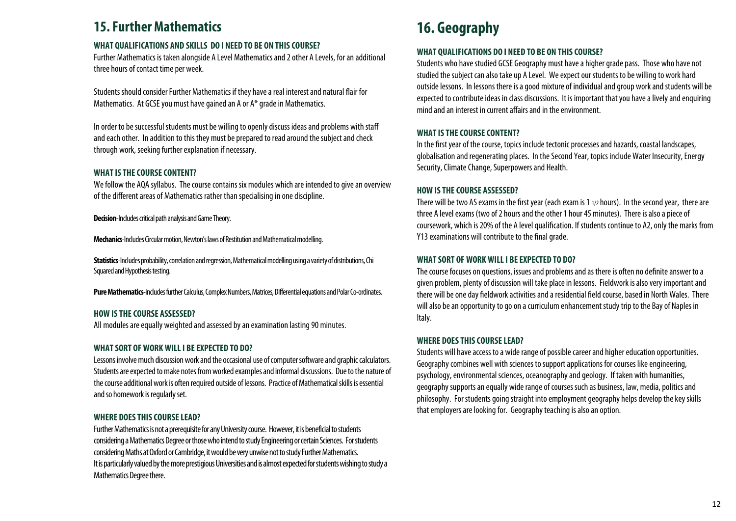## 15. Further Mathematics

### WHAT QUALIFICATIONS AND SKILLS DO I NEED TO BE ON THIS COURSE?

Further Mathematics is taken alongside A Level Mathematics and 2 other A Levels, for an additional three hours of contact time per week.

Students should consider Further Mathematics if they have a real interest and natural flair for Mathematics. At GCSE you must have gained an A or A* grade in Mathematics.

In order to be successful students must be willing to openly discuss ideas and problems with staff and each other. In addition to this they must be prepared to read around the subject and check through work, seeking further explanation if necessary.

### WHAT IS THE COURSE CONTENT?

We follow the AQA syllabus. The course contains six modules which are intended to give an overview of the different areas of Mathematics rather than specialising in one discipline.

**Decision**-Includes critical path analysis and Game Theory.

**Mechanics**-Includes Circular motion, Newton's laws of Restitution and Mathematical modelling.

**Statistics**-Includes probability, correlation and regression, Mathematical modelling using a variety of distributions, Chi Squared and Hypothesis testing.

**Pure Mathematics**-includes further Calculus, Complex Numbers, Matrices, Differential equations and Polar Co-ordinates.

### HOW IS THE COURSE ASSESSED?

All modules are equally weighted and assessed by an examination lasting 90 minutes.

### WHAT SORT OF WORK WILL I BE EXPECTED TO DO?

Lessons involve much discussion work and the occasional use of computer software and graphic calculators. Students are expected to make notes from worked examples and informal discussions. Due to the nature of the course additional work is often required outside of lessons. Practice of Mathematical skills is essential and so homework is regularly set.

### WHERE DOES THIS COURSE LEAD?

Further Mathematics is not a prerequisite for any University course. However, it is beneficial to students considering a Mathematics Degree or those who intend to study Engineering or certain Sciences. For students considering Maths at Oxford or Cambridge, it would be very unwise not to study Further Mathematics.
It is particularly valued by the more prestigious Universities and is almost expected for students wishing to study a Mathematics Degree there.

## 16. Geography

### WHAT QUALIFICATIONS DO I NEED TO BE ON THIS COURSE?

Students who have studied GCSE Geography must have a higher grade pass. Those who have not studied the subject can also take up A Level. We expect our students to be willing to work hard outside lessons. In lessons there is a good mixture of individual and group work and students will be expected to contribute ideas in class discussions. It is important that you have a lively and enquiring mind and an interest in current affairs and in the environment.

### WHAT IS THE COURSE CONTENT?

In the first year of the course, topics include tectonic processes and hazards, coastal landscapes, globalisation and regenerating places. In the Second Year, topics include Water Insecurity, Energy Security, Climate Change, Superpowers and Health.

### HOW IS THE COURSE ASSESSED?

There will be two AS exams in the first year (each exam is 1 1/2 hours). In the second year, there are three A level exams (two of 2 hours and the other 1 hour 45 minutes). There is also a piece of coursework, which is 20% of the A level qualification. If students continue to A2, only the marks from Y13 examinations will contribute to the final grade.

### WHAT SORT OF WORK WILL I BE EXPECTED TO DO?

The course focuses on questions, issues and problems and as there is often no definite answer to a given problem, plenty of discussion will take place in lessons. Fieldwork is also very important and there will be one day fieldwork activities and a residential field course, based in North Wales. There will also be an opportunity to go on a curriculum enhancement study trip to the Bay of Naples in Italy.

### WHERE DOES THIS COURSE LEAD?

Students will have access to a wide range of possible career and higher education opportunities. Geography combines well with sciences to support applications for courses like engineering, psychology, environmental sciences, oceanography and geology. If taken with humanities, geography supports an equally wide range of courses such as business, law, media, politics and philosophy. For students going straight into employment geography helps develop the key skills that employers are looking for. Geography teaching is also an option.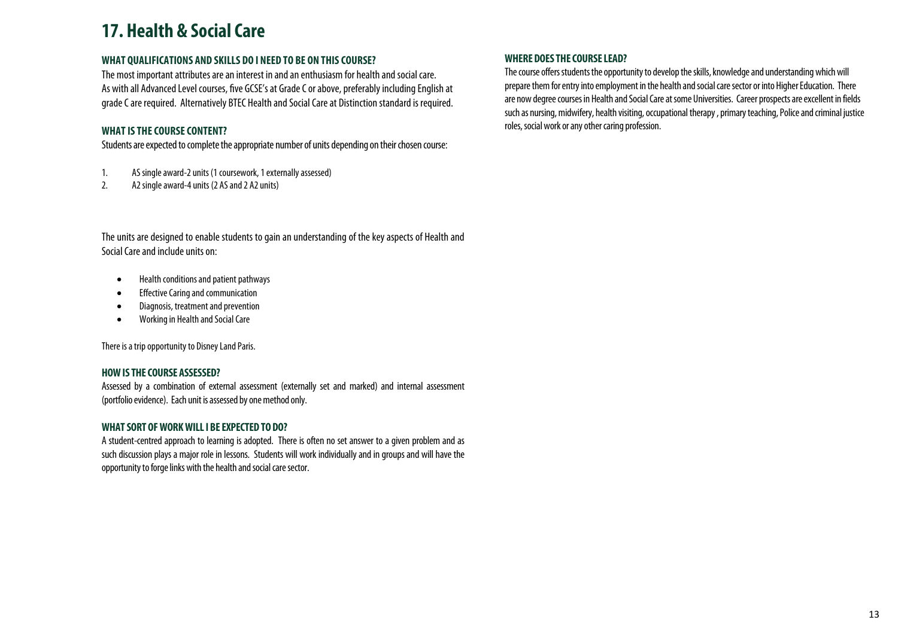# 17. Health & Social Care

### WHAT QUALIFICATIONS AND SKILLS DO I NEED TO BE ON THIS COURSE?

The most important attributes are an interest in and an enthusiasm for health and social care. As with all Advanced Level courses, five GCSE's at Grade C or above, preferably including English at grade C are required. Alternatively BTEC Health and Social Care at Distinction standard is required.

### WHAT IS THE COURSE CONTENT?

Students are expected to complete the appropriate number of units depending on their chosen course:

1. AS single award-2 units (1 coursework, 1 externally assessed)
2. A2 single award-4 units (2 AS and 2 A2 units)

The units are designed to enable students to gain an understanding of the key aspects of Health and Social Care and include units on:

- Health conditions and patient pathways
- Effective Caring and communication
- Diagnosis, treatment and prevention
- Working in Health and Social Care

There is a trip opportunity to Disney Land Paris.

### HOW IS THE COURSE ASSESSED?

Assessed by a combination of external assessment (externally set and marked) and internal assessment (portfolio evidence). Each unit is assessed by one method only.

### WHAT SORT OF WORK WILL I BE EXPECTED TO DO?

A student-centred approach to learning is adopted. There is often no set answer to a given problem and as such discussion plays a major role in lessons. Students will work individually and in groups and will have the opportunity to forge links with the health and social care sector.

### WHERE DOES THE COURSE LEAD?

The course offers students the opportunity to develop the skills, knowledge and understanding which will prepare them for entry into employment in the health and social care sector or into Higher Education. There are now degree courses in Health and Social Care at some Universities. Career prospects are excellent in fields such as nursing, midwifery, health visiting, occupational therapy , primary teaching, Police and criminal justice roles, social work or any other caring profession.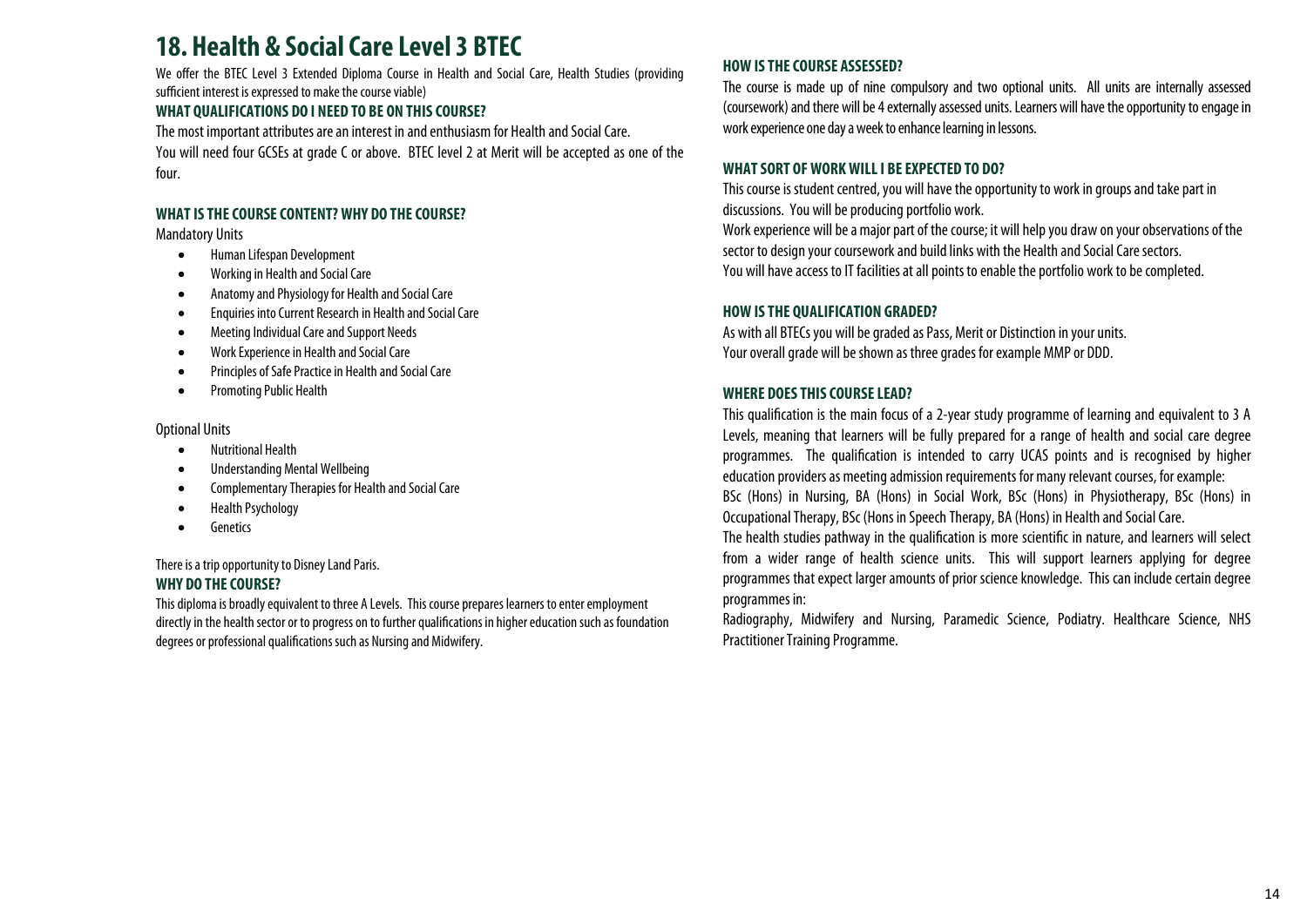# 18. Health & Social Care Level 3 BTEC

We offer the BTEC Level 3 Extended Diploma Course in Health and Social Care, Health Studies (providing sufficient interest is expressed to make the course viable)

### WHAT QUALIFICATIONS DO I NEED TO BE ON THIS COURSE?

The most important attributes are an interest in and enthusiasm for Health and Social Care.

You will need four GCSEs at grade C or above. BTEC level 2 at Merit will be accepted as one of the four.

### WHAT IS THE COURSE CONTENT? WHY DO THE COURSE?

Mandatory Units

- Human Lifespan Development
- Working in Health and Social Care
- Anatomy and Physiology for Health and Social Care
- Enquiries into Current Research in Health and Social Care
- Meeting Individual Care and Support Needs
- Work Experience in Health and Social Care
- Principles of Safe Practice in Health and Social Care
- Promoting Public Health

Optional Units

- Nutritional Health
- Understanding Mental Wellbeing
- Complementary Therapies for Health and Social Care
- Health Psychology
- Genetics

There is a trip opportunity to Disney Land Paris.

### WHY DO THE COURSE?

This diploma is broadly equivalent to three A Levels. This course prepares learners to enter employment directly in the health sector or to progress on to further qualifications in higher education such as foundation degrees or professional qualifications such as Nursing and Midwifery.

### HOW IS THE COURSE ASSESSED?

The course is made up of nine compulsory and two optional units. All units are internally assessed (coursework) and there will be 4 externally assessed units. Learners will have the opportunity to engage in work experience one day a week to enhance learning in lessons.

### WHAT SORT OF WORK WILL I BE EXPECTED TO DO?

This course is student centred, you will have the opportunity to work in groups and take part in discussions. You will be producing portfolio work.

Work experience will be a major part of the course; it will help you draw on your observations of the sector to design your coursework and build links with the Health and Social Care sectors.

You will have access to IT facilities at all points to enable the portfolio work to be completed.

### HOW IS THE QUALIFICATION GRADED?

As with all BTECs you will be graded as Pass, Merit or Distinction in your units.

Your overall grade will be shown as three grades for example MMP or DDD.

### WHERE DOES THIS COURSE LEAD?

This qualification is the main focus of a 2-year study programme of learning and equivalent to 3 A Levels, meaning that learners will be fully prepared for a range of health and social care degree programmes. The qualification is intended to carry UCAS points and is recognised by higher education providers as meeting admission requirements for many relevant courses, for example:

BSc (Hons) in Nursing, BA (Hons) in Social Work, BSc (Hons) in Physiotherapy, BSc (Hons) in Occupational Therapy, BSc (Hons in Speech Therapy, BA (Hons) in Health and Social Care.

The health studies pathway in the qualification is more scientific in nature, and learners will select from a wider range of health science units. This will support learners applying for degree programmes that expect larger amounts of prior science knowledge. This can include certain degree programmes in:

Radiography, Midwifery and Nursing, Paramedic Science, Podiatry. Healthcare Science, NHS Practitioner Training Programme.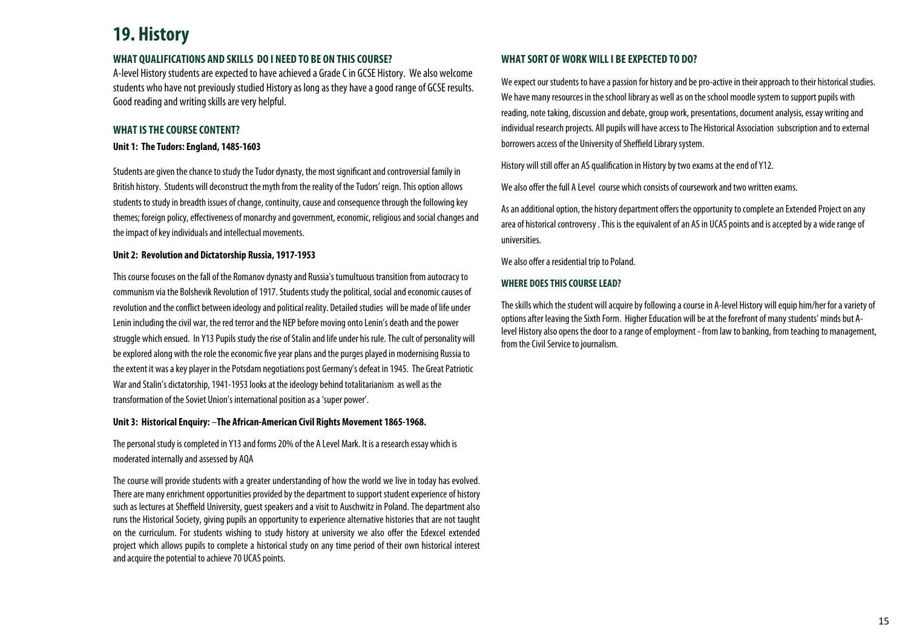# 19. History

### WHAT QUALIFICATIONS AND SKILLS DO I NEED TO BE ON THIS COURSE?

A-level History students are expected to have achieved a Grade C in GCSE History. We also welcome students who have not previously studied History as long as they have a good range of GCSE results. Good reading and writing skills are very helpful.

### WHAT IS THE COURSE CONTENT?

**Unit 1: The Tudors: England, 1485-1603**

Students are given the chance to study the Tudor dynasty, the most significant and controversial family in British history. Students will deconstruct the myth from the reality of the Tudors' reign. This option allows students to study in breadth issues of change, continuity, cause and consequence through the following key themes; foreign policy, effectiveness of monarchy and government, economic, religious and social changes and the impact of key individuals and intellectual movements.

**Unit 2: Revolution and Dictatorship Russia, 1917-1953**

This course focuses on the fall of the Romanov dynasty and Russia's tumultuous transition from autocracy to communism via the Bolshevik Revolution of 1917. Students study the political, social and economic causes of revolution and the conflict between ideology and political reality. Detailed studies will be made of life under Lenin including the civil war, the red terror and the NEP before moving onto Lenin's death and the power struggle which ensued. In Y13 Pupils study the rise of Stalin and life under his rule. The cult of personality will be explored along with the role the economic five year plans and the purges played in modernising Russia to the extent it was a key player in the Potsdam negotiations post Germany's defeat in 1945. The Great Patriotic War and Stalin's dictatorship, 1941-1953 looks at the ideology behind totalitarianism as well as the transformation of the Soviet Union's international position as a 'super power'.

**Unit 3: Historical Enquiry: –The African-American Civil Rights Movement 1865-1968.**

The personal study is completed in Y13 and forms 20% of the A Level Mark. It is a research essay which is moderated internally and assessed by AQA

The course will provide students with a greater understanding of how the world we live in today has evolved. There are many enrichment opportunities provided by the department to support student experience of history such as lectures at Sheffield University, guest speakers and a visit to Auschwitz in Poland. The department also runs the Historical Society, giving pupils an opportunity to experience alternative histories that are not taught on the curriculum. For students wishing to study history at university we also offer the Edexcel extended project which allows pupils to complete a historical study on any time period of their own historical interest and acquire the potential to achieve 70 UCAS points.

### WHAT SORT OF WORK WILL I BE EXPECTED TO DO?

We expect our students to have a passion for history and be pro-active in their approach to their historical studies. We have many resources in the school library as well as on the school moodle system to support pupils with reading, note taking, discussion and debate, group work, presentations, document analysis, essay writing and individual research projects. All pupils will have access to The Historical Association subscription and to external borrowers access of the University of Sheffield Library system.

History will still offer an AS qualification in History by two exams at the end of Y12.

We also offer the full A Level course which consists of coursework and two written exams.

As an additional option, the history department offers the opportunity to complete an Extended Project on any area of historical controversy . This is the equivalent of an AS in UCAS points and is accepted by a wide range of universities.

We also offer a residential trip to Poland.

### WHERE DOES THIS COURSE LEAD?

The skills which the student will acquire by following a course in A-level History will equip him/her for a variety of options after leaving the Sixth Form. Higher Education will be at the forefront of many students' minds but A-level History also opens the door to a range of employment - from law to banking, from teaching to management, from the Civil Service to journalism.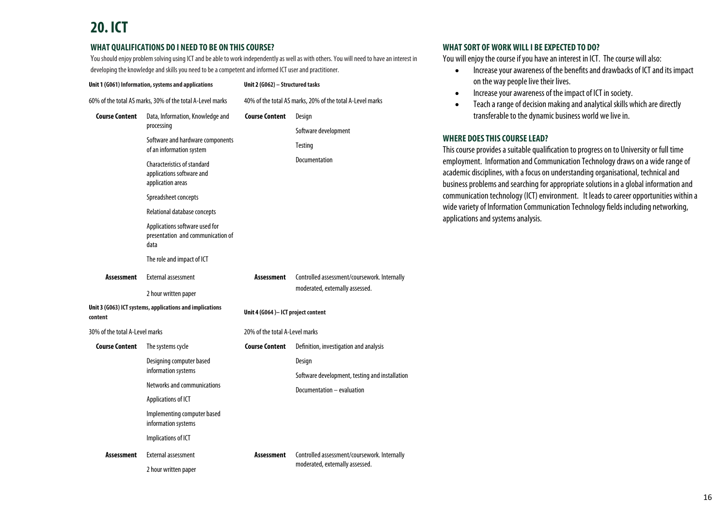# 20. ICT

## WHAT QUALIFICATIONS DO I NEED TO BE ON THIS COURSE?

You should enjoy problem solving using ICT and be able to work independently as well as with others. You will need to have an interest in developing the knowledge and skills you need to be a competent and informed ICT user and practitioner.

| **Unit 1 (G061) Information, systems and applications** | | **Unit 2 (G062) – Structured tasks** | |
|---|---|---|---|
| 60% of the total AS marks, 30% of the total A-Level marks | | 40% of the total AS marks, 20% of the total A-Level marks | |
| **Course Content** | Data, Information, Knowledge and processing | **Course Content** | Design |
| | Software and hardware components of an information system | | Software development |
| | Characteristics of standard applications software and application areas | | Testing |
| | Spreadsheet concepts | | Documentation |
| | Relational database concepts | | |
| | Applications software used for presentation and communication of data | | |
| | The role and impact of ICT | | |
| **Assessment** | External assessment | **Assessment** | Controlled assessment/coursework. Internally moderated, externally assessed. |
| | 2 hour written paper | | |
| **Unit 3 (G063) ICT systems, applications and implications content** | | **Unit 4 (G064 )– ICT project content** | |
| 30% of the total A-Level marks | | 20% of the total A-Level marks | |
| **Course Content** | The systems cycle | **Course Content** | Definition, investigation and analysis |
| | Designing computer based information systems | | Design |
| | Networks and communications | | Software development, testing and installation |
| | Applications of ICT | | Documentation – evaluation |
| | Implementing computer based information systems | | |
| | Implications of ICT | | |
| **Assessment** | External assessment | **Assessment** | Controlled assessment/coursework. Internally moderated, externally assessed. |
| | 2 hour written paper | | |

## WHAT SORT OF WORK WILL I BE EXPECTED TO DO?

You will enjoy the course if you have an interest in ICT. The course will also:

- Increase your awareness of the benefits and drawbacks of ICT and its impact on the way people live their lives.
- Increase your awareness of the impact of ICT in society.
- Teach a range of decision making and analytical skills which are directly transferable to the dynamic business world we live in.

## WHERE DOES THIS COURSE LEAD?

This course provides a suitable qualification to progress on to University or full time employment. Information and Communication Technology draws on a wide range of academic disciplines, with a focus on understanding organisational, technical and business problems and searching for appropriate solutions in a global information and communication technology (ICT) environment. It leads to career opportunities within a wide variety of Information Communication Technology fields including networking, applications and systems analysis.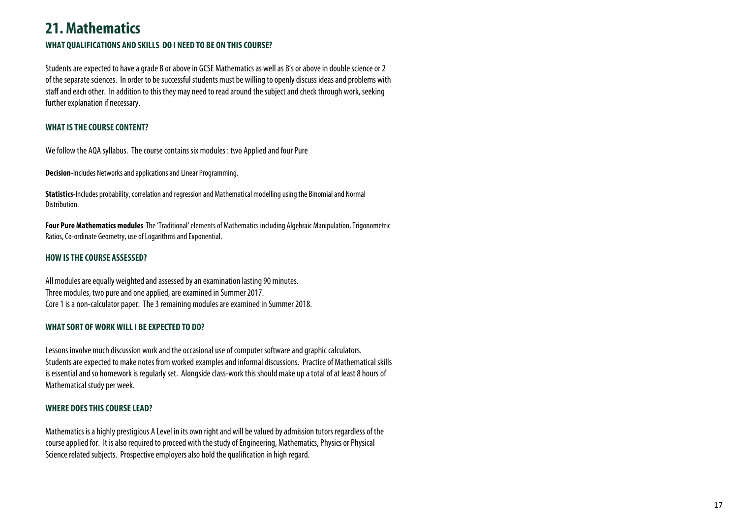# 21. Mathematics

### WHAT QUALIFICATIONS AND SKILLS DO I NEED TO BE ON THIS COURSE?

Students are expected to have a grade B or above in GCSE Mathematics as well as B's or above in double science or 2 of the separate sciences. In order to be successful students must be willing to openly discuss ideas and problems with staff and each other. In addition to this they may need to read around the subject and check through work, seeking further explanation if necessary.

### WHAT IS THE COURSE CONTENT?

We follow the AQA syllabus. The course contains six modules : two Applied and four Pure

**Decision**-Includes Networks and applications and Linear Programming.

**Statistics**-Includes probability, correlation and regression and Mathematical modelling using the Binomial and Normal Distribution.

**Four Pure Mathematics modules**-The 'Traditional' elements of Mathematics including Algebraic Manipulation, Trigonometric Ratios, Co-ordinate Geometry, use of Logarithms and Exponential.

### HOW IS THE COURSE ASSESSED?

All modules are equally weighted and assessed by an examination lasting 90 minutes.
Three modules, two pure and one applied, are examined in Summer 2017.
Core 1 is a non-calculator paper. The 3 remaining modules are examined in Summer 2018.

### WHAT SORT OF WORK WILL I BE EXPECTED TO DO?

Lessons involve much discussion work and the occasional use of computer software and graphic calculators. Students are expected to make notes from worked examples and informal discussions. Practice of Mathematical skills is essential and so homework is regularly set. Alongside class-work this should make up a total of at least 8 hours of Mathematical study per week.

### WHERE DOES THIS COURSE LEAD?

Mathematics is a highly prestigious A Level in its own right and will be valued by admission tutors regardless of the course applied for. It is also required to proceed with the study of Engineering, Mathematics, Physics or Physical Science related subjects. Prospective employers also hold the qualification in high regard.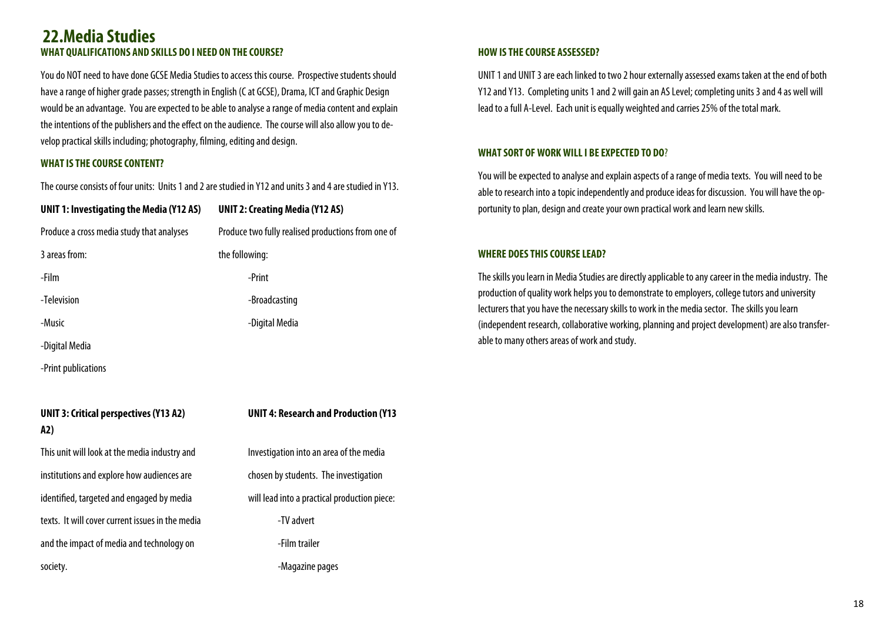# 22.Media Studies

## WHAT QUALIFICATIONS AND SKILLS DO I NEED ON THE COURSE?

You do NOT need to have done GCSE Media Studies to access this course. Prospective students should have a range of higher grade passes; strength in English (C at GCSE), Drama, ICT and Graphic Design would be an advantage. You are expected to be able to analyse a range of media content and explain the intentions of the publishers and the effect on the audience. The course will also allow you to develop practical skills including; photography, filming, editing and design.

## WHAT IS THE COURSE CONTENT?

The course consists of four units: Units 1 and 2 are studied in Y12 and units 3 and 4 are studied in Y13.

**UNIT 1: Investigating the Media (Y12 AS)**

Produce a cross media study that analyses 3 areas from:

- Film
- Television
- Music
- Digital Media
- Print publications

**UNIT 2: Creating Media (Y12 AS)**

Produce two fully realised productions from one of the following:

- Print
- Broadcasting
- Digital Media

**UNIT 3: Critical perspectives (Y13 A2)**

This unit will look at the media industry and institutions and explore how audiences are identified, targeted and engaged by media texts. It will cover current issues in the media and the impact of media and technology on society.

**UNIT 4: Research and Production (Y13 A2)**

Investigation into an area of the media chosen by students. The investigation will lead into a practical production piece:

- TV advert
- Film trailer
- Magazine pages

## HOW IS THE COURSE ASSESSED?

UNIT 1 and UNIT 3 are each linked to two 2 hour externally assessed exams taken at the end of both Y12 and Y13. Completing units 1 and 2 will gain an AS Level; completing units 3 and 4 as well will lead to a full A-Level. Each unit is equally weighted and carries 25% of the total mark.

## WHAT SORT OF WORK WILL I BE EXPECTED TO DO?

You will be expected to analyse and explain aspects of a range of media texts. You will need to be able to research into a topic independently and produce ideas for discussion. You will have the opportunity to plan, design and create your own practical work and learn new skills.

## WHERE DOES THIS COURSE LEAD?

The skills you learn in Media Studies are directly applicable to any career in the media industry. The production of quality work helps you to demonstrate to employers, college tutors and university lecturers that you have the necessary skills to work in the media sector. The skills you learn (independent research, collaborative working, planning and project development) are also transferable to many others areas of work and study.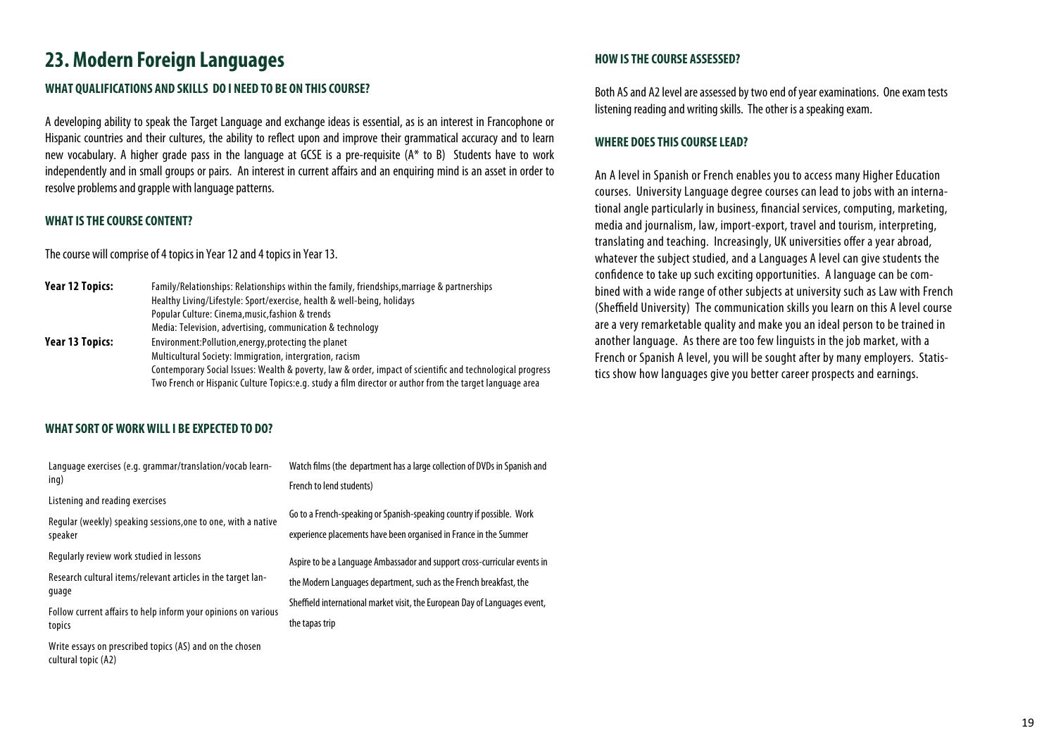# 23. Modern Foreign Languages

### WHAT QUALIFICATIONS AND SKILLS DO I NEED TO BE ON THIS COURSE?

A developing ability to speak the Target Language and exchange ideas is essential, as is an interest in Francophone or Hispanic countries and their cultures, the ability to reflect upon and improve their grammatical accuracy and to learn new vocabulary. A higher grade pass in the language at GCSE is a pre-requisite (A* to B) Students have to work independently and in small groups or pairs. An interest in current affairs and an enquiring mind is an asset in order to resolve problems and grapple with language patterns.

### WHAT IS THE COURSE CONTENT?

The course will comprise of 4 topics in Year 12 and 4 topics in Year 13.

**Year 12 Topics:**

- Family/Relationships: Relationships within the family, friendships,marriage & partnerships
- Healthy Living/Lifestyle: Sport/exercise, health & well-being, holidays
- Popular Culture: Cinema,music,fashion & trends
- Media: Television, advertising, communication & technology

**Year 13 Topics:**

- Environment:Pollution,energy,protecting the planet
- Multicultural Society: Immigration, intergration, racism
- Contemporary Social Issues: Wealth & poverty, law & order, impact of scientific and technological progress
- Two French or Hispanic Culture Topics:e.g. study a film director or author from the target language area

### WHAT SORT OF WORK WILL I BE EXPECTED TO DO?

- Language exercises (e.g. grammar/translation/vocab learning)
- Listening and reading exercises
- Regular (weekly) speaking sessions,one to one, with a native speaker
- Regularly review work studied in lessons
- Research cultural items/relevant articles in the target language
- Follow current affairs to help inform your opinions on various topics
- Write essays on prescribed topics (AS) and on the chosen cultural topic (A2)
- Watch films (the department has a large collection of DVDs in Spanish and French to lend students)
- Go to a French-speaking or Spanish-speaking country if possible. Work experience placements have been organised in France in the Summer
- Aspire to be a Language Ambassador and support cross-curricular events in the Modern Languages department, such as the French breakfast, the Sheffield international market visit, the European Day of Languages event, the tapas trip

### HOW IS THE COURSE ASSESSED?

Both AS and A2 level are assessed by two end of year examinations. One exam tests listening reading and writing skills. The other is a speaking exam.

### WHERE DOES THIS COURSE LEAD?

An A level in Spanish or French enables you to access many Higher Education courses. University Language degree courses can lead to jobs with an international angle particularly in business, financial services, computing, marketing, media and journalism, law, import-export, travel and tourism, interpreting, translating and teaching. Increasingly, UK universities offer a year abroad, whatever the subject studied, and a Languages A level can give students the confidence to take up such exciting opportunities. A language can be combined with a wide range of other subjects at university such as Law with French (Sheffield University) The communication skills you learn on this A level course are a very remarketable quality and make you an ideal person to be trained in another language. As there are too few linguists in the job market, with a French or Spanish A level, you will be sought after by many employers. Statistics show how languages give you better career prospects and earnings.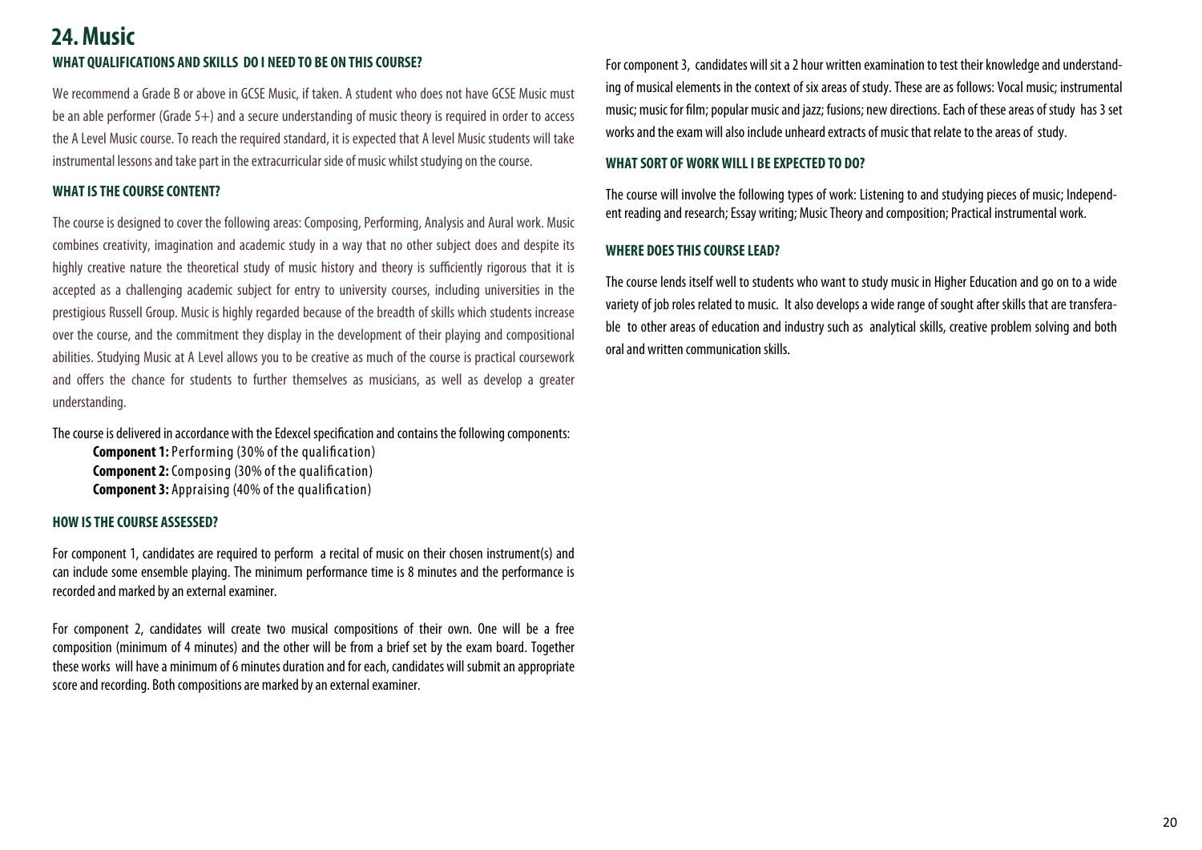# 24. Music

### WHAT QUALIFICATIONS AND SKILLS DO I NEED TO BE ON THIS COURSE?

We recommend a Grade B or above in GCSE Music, if taken. A student who does not have GCSE Music must be an able performer (Grade 5+) and a secure understanding of music theory is required in order to access the A Level Music course. To reach the required standard, it is expected that A level Music students will take instrumental lessons and take part in the extracurricular side of music whilst studying on the course.

### WHAT IS THE COURSE CONTENT?

The course is designed to cover the following areas: Composing, Performing, Analysis and Aural work. Music combines creativity, imagination and academic study in a way that no other subject does and despite its highly creative nature the theoretical study of music history and theory is sufficiently rigorous that it is accepted as a challenging academic subject for entry to university courses, including universities in the prestigious Russell Group. Music is highly regarded because of the breadth of skills which students increase over the course, and the commitment they display in the development of their playing and compositional abilities. Studying Music at A Level allows you to be creative as much of the course is practical coursework and offers the chance for students to further themselves as musicians, as well as develop a greater understanding.

The course is delivered in accordance with the Edexcel specification and contains the following components:

**Component 1:** Performing (30% of the qualification)
**Component 2:** Composing (30% of the qualification)
**Component 3:** Appraising (40% of the qualification)

### HOW IS THE COURSE ASSESSED?

For component 1, candidates are required to perform a recital of music on their chosen instrument(s) and can include some ensemble playing. The minimum performance time is 8 minutes and the performance is recorded and marked by an external examiner.

For component 2, candidates will create two musical compositions of their own. One will be a free composition (minimum of 4 minutes) and the other will be from a brief set by the exam board. Together these works will have a minimum of 6 minutes duration and for each, candidates will submit an appropriate score and recording. Both compositions are marked by an external examiner.

For component 3, candidates will sit a 2 hour written examination to test their knowledge and understanding of musical elements in the context of six areas of study. These are as follows: Vocal music; instrumental music; music for film; popular music and jazz; fusions; new directions. Each of these areas of study has 3 set works and the exam will also include unheard extracts of music that relate to the areas of study.

### WHAT SORT OF WORK WILL I BE EXPECTED TO DO?

The course will involve the following types of work: Listening to and studying pieces of music; Independent reading and research; Essay writing; Music Theory and composition; Practical instrumental work.

### WHERE DOES THIS COURSE LEAD?

The course lends itself well to students who want to study music in Higher Education and go on to a wide variety of job roles related to music. It also develops a wide range of sought after skills that are transferable to other areas of education and industry such as analytical skills, creative problem solving and both oral and written communication skills.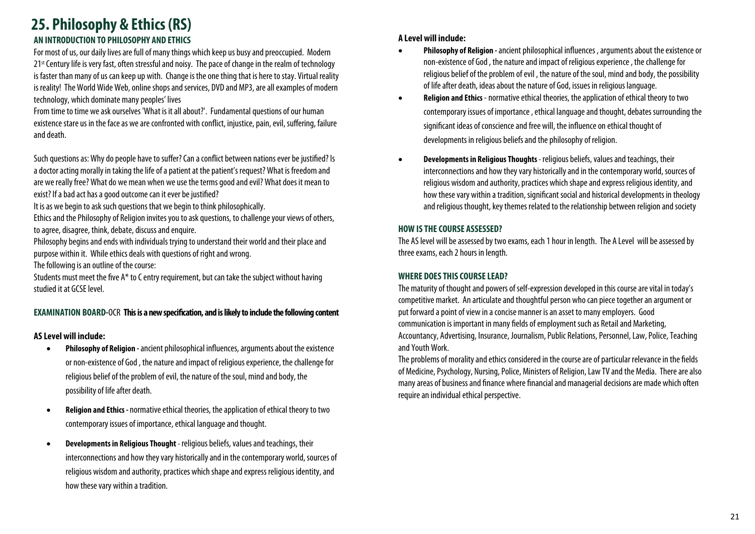# 25. Philosophy & Ethics (RS)

## AN INTRODUCTION TO PHILOSOPHY AND ETHICS

For most of us, our daily lives are full of many things which keep us busy and preoccupied. Modern 21st Century life is very fast, often stressful and noisy. The pace of change in the realm of technology is faster than many of us can keep up with. Change is the one thing that is here to stay. Virtual reality is reality! The World Wide Web, online shops and services, DVD and MP3, are all examples of modern technology, which dominate many peoples' lives

From time to time we ask ourselves 'What is it all about?'. Fundamental questions of our human existence stare us in the face as we are confronted with conflict, injustice, pain, evil, suffering, failure and death.

Such questions as: Why do people have to suffer? Can a conflict between nations ever be justified? Is a doctor acting morally in taking the life of a patient at the patient's request? What is freedom and are we really free? What do we mean when we use the terms good and evil? What does it mean to exist? If a bad act has a good outcome can it ever be justified?

It is as we begin to ask such questions that we begin to think philosophically.

Ethics and the Philosophy of Religion invites you to ask questions, to challenge your views of others, to agree, disagree, think, debate, discuss and enquire.

Philosophy begins and ends with individuals trying to understand their world and their place and purpose within it. While ethics deals with questions of right and wrong.

The following is an outline of the course:

Students must meet the five A* to C entry requirement, but can take the subject without having studied it at GCSE level.

### EXAMINATION BOARD-OCR **This is a new specification, and is likely to include the following content**

**AS Level will include:**

- **Philosophy of Religion -** ancient philosophical influences, arguments about the existence or non-existence of God , the nature and impact of religious experience, the challenge for religious belief of the problem of evil, the nature of the soul, mind and body, the possibility of life after death.
- **Religion and Ethics -** normative ethical theories, the application of ethical theory to two contemporary issues of importance, ethical language and thought.
- **Developments in Religious Thought** - religious beliefs, values and teachings, their interconnections and how they vary historically and in the contemporary world, sources of religious wisdom and authority, practices which shape and express religious identity, and how these vary within a tradition.

**A Level will include:**

- **Philosophy of Religion -** ancient philosophical influences , arguments about the existence or non-existence of God , the nature and impact of religious experience , the challenge for religious belief of the problem of evil , the nature of the soul, mind and body, the possibility of life after death, ideas about the nature of God, issues in religious language.
- **Religion and Ethics** - normative ethical theories, the application of ethical theory to two contemporary issues of importance , ethical language and thought, debates surrounding the significant ideas of conscience and free will, the influence on ethical thought of developments in religious beliefs and the philosophy of religion.
- **Developments in Religious Thoughts** - religious beliefs, values and teachings, their interconnections and how they vary historically and in the contemporary world, sources of religious wisdom and authority, practices which shape and express religious identity, and how these vary within a tradition, significant social and historical developments in theology and religious thought, key themes related to the relationship between religion and society

### HOW IS THE COURSE ASSESSED?

The AS level will be assessed by two exams, each 1 hour in length. The A Level will be assessed by three exams, each 2 hours in length.

### WHERE DOES THIS COURSE LEAD?

The maturity of thought and powers of self-expression developed in this course are vital in today's competitive market. An articulate and thoughtful person who can piece together an argument or put forward a point of view in a concise manner is an asset to many employers. Good communication is important in many fields of employment such as Retail and Marketing, Accountancy, Advertising, Insurance, Journalism, Public Relations, Personnel, Law, Police, Teaching and Youth Work.

The problems of morality and ethics considered in the course are of particular relevance in the fields of Medicine, Psychology, Nursing, Police, Ministers of Religion, Law TV and the Media. There are also many areas of business and finance where financial and managerial decisions are made which often require an individual ethical perspective.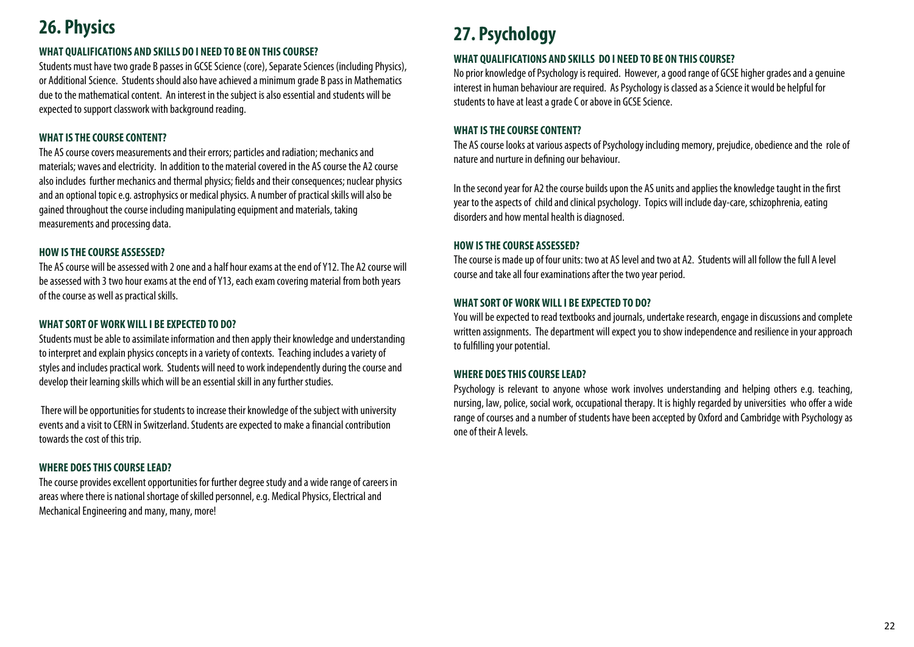# 26. Physics

### WHAT QUALIFICATIONS AND SKILLS DO I NEED TO BE ON THIS COURSE?

Students must have two grade B passes in GCSE Science (core), Separate Sciences (including Physics), or Additional Science. Students should also have achieved a minimum grade B pass in Mathematics due to the mathematical content. An interest in the subject is also essential and students will be expected to support classwork with background reading.

### WHAT IS THE COURSE CONTENT?

The AS course covers measurements and their errors; particles and radiation; mechanics and materials; waves and electricity. In addition to the material covered in the AS course the A2 course also includes further mechanics and thermal physics; fields and their consequences; nuclear physics and an optional topic e.g. astrophysics or medical physics. A number of practical skills will also be gained throughout the course including manipulating equipment and materials, taking measurements and processing data.

### HOW IS THE COURSE ASSESSED?

The AS course will be assessed with 2 one and a half hour exams at the end of Y12. The A2 course will be assessed with 3 two hour exams at the end of Y13, each exam covering material from both years of the course as well as practical skills.

### WHAT SORT OF WORK WILL I BE EXPECTED TO DO?

Students must be able to assimilate information and then apply their knowledge and understanding to interpret and explain physics concepts in a variety of contexts. Teaching includes a variety of styles and includes practical work. Students will need to work independently during the course and develop their learning skills which will be an essential skill in any further studies.

There will be opportunities for students to increase their knowledge of the subject with university events and a visit to CERN in Switzerland. Students are expected to make a financial contribution towards the cost of this trip.

### WHERE DOES THIS COURSE LEAD?

The course provides excellent opportunities for further degree study and a wide range of careers in areas where there is national shortage of skilled personnel, e.g. Medical Physics, Electrical and Mechanical Engineering and many, many, more!

# 27. Psychology

### WHAT QUALIFICATIONS AND SKILLS DO I NEED TO BE ON THIS COURSE?

No prior knowledge of Psychology is required. However, a good range of GCSE higher grades and a genuine interest in human behaviour are required. As Psychology is classed as a Science it would be helpful for students to have at least a grade C or above in GCSE Science.

### WHAT IS THE COURSE CONTENT?

The AS course looks at various aspects of Psychology including memory, prejudice, obedience and the role of nature and nurture in defining our behaviour.

In the second year for A2 the course builds upon the AS units and applies the knowledge taught in the first year to the aspects of child and clinical psychology. Topics will include day-care, schizophrenia, eating disorders and how mental health is diagnosed.

### HOW IS THE COURSE ASSESSED?

The course is made up of four units: two at AS level and two at A2. Students will all follow the full A level course and take all four examinations after the two year period.

### WHAT SORT OF WORK WILL I BE EXPECTED TO DO?

You will be expected to read textbooks and journals, undertake research, engage in discussions and complete written assignments. The department will expect you to show independence and resilience in your approach to fulfilling your potential.

### WHERE DOES THIS COURSE LEAD?

Psychology is relevant to anyone whose work involves understanding and helping others e.g. teaching, nursing, law, police, social work, occupational therapy. It is highly regarded by universities who offer a wide range of courses and a number of students have been accepted by Oxford and Cambridge with Psychology as one of their A levels.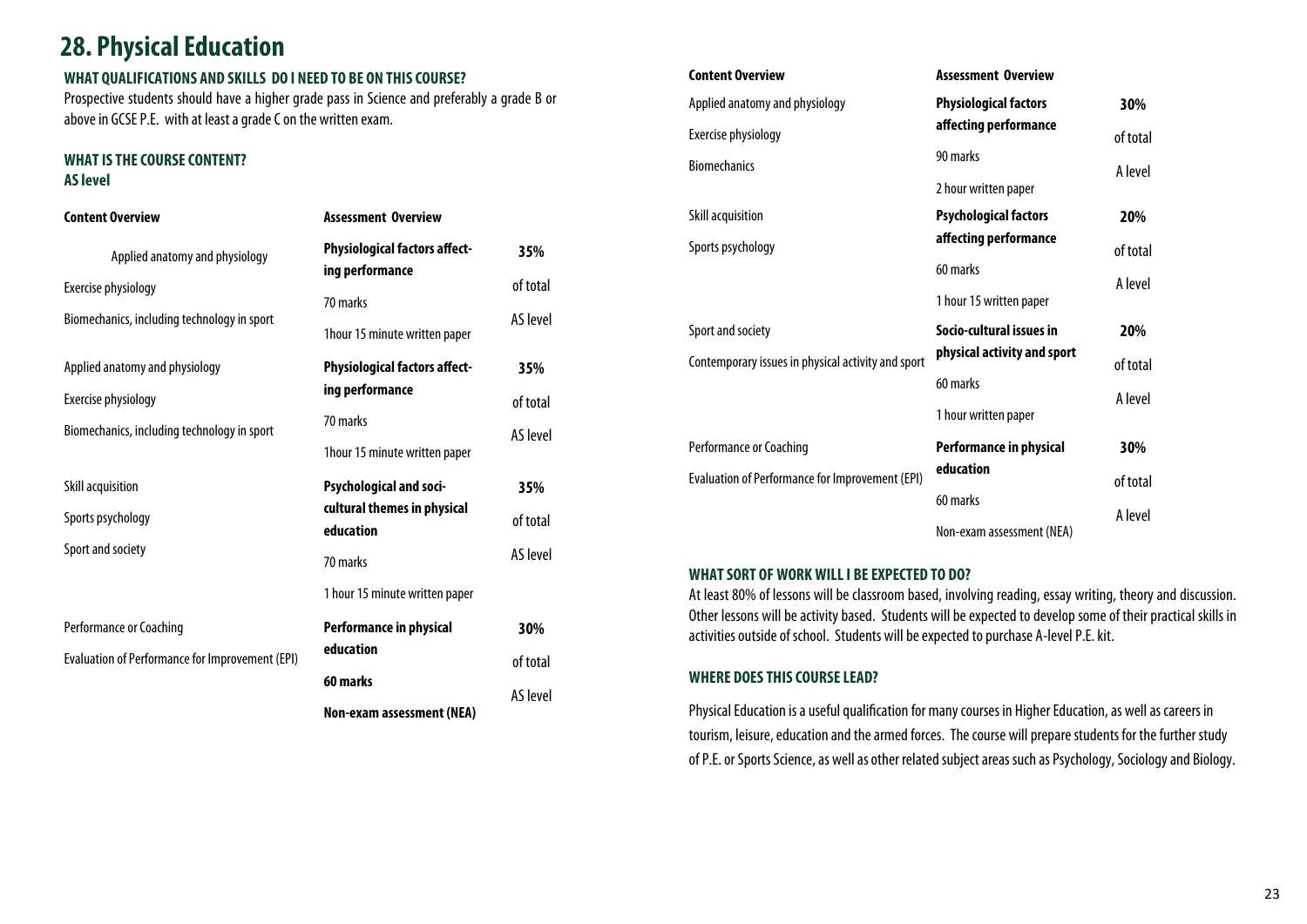# 28. Physical Education

### WHAT QUALIFICATIONS AND SKILLS DO I NEED TO BE ON THIS COURSE?

Prospective students should have a higher grade pass in Science and preferably a grade B or above in GCSE P.E. with at least a grade C on the written exam.

### WHAT IS THE COURSE CONTENT?

### AS level

| Content Overview | Assessment Overview | |
|---|---|---|
| Applied anatomy and physiology<br>Exercise physiology<br>Biomechanics, including technology in sport | **Physiological factors affecting performance**<br>70 marks<br>1hour 15 minute written paper | **35%**<br>of total<br>AS level |
| Applied anatomy and physiology<br>Exercise physiology<br>Biomechanics, including technology in sport | **Physiological factors affecting performance**<br>70 marks<br>1hour 15 minute written paper | **35%**<br>of total<br>AS level |
| Skill acquisition<br>Sports psychology<br>Sport and society | **Psychological and socio-cultural themes in physical education**<br>70 marks<br>1 hour 15 minute written paper | **35%**<br>of total<br>AS level |
| Performance or Coaching<br>Evaluation of Performance for Improvement (EPI) | **Performance in physical education**<br>**60 marks**<br>**Non-exam assessment (NEA)** | **30%**<br>of total<br>AS level |

| Content Overview | Assessment Overview | |
|---|---|---|
| Applied anatomy and physiology<br>Exercise physiology<br>Biomechanics | **Physiological factors affecting performance**<br>90 marks<br>2 hour written paper | **30%**<br>of total<br>A level |
| Skill acquisition<br>Sports psychology | **Psychological factors affecting performance**<br>60 marks<br>1 hour 15 written paper | **20%**<br>of total<br>A level |
| Sport and society<br>Contemporary issues in physical activity and sport | **Socio-cultural issues in physical activity and sport**<br>60 marks<br>1 hour written paper | **20%**<br>of total<br>A level |
| Performance or Coaching<br>Evaluation of Performance for Improvement (EPI) | **Performance in physical education**<br>60 marks<br>Non-exam assessment (NEA) | **30%**<br>of total<br>A level |

### WHAT SORT OF WORK WILL I BE EXPECTED TO DO?

At least 80% of lessons will be classroom based, involving reading, essay writing, theory and discussion. Other lessons will be activity based. Students will be expected to develop some of their practical skills in activities outside of school. Students will be expected to purchase A-level P.E. kit.

### WHERE DOES THIS COURSE LEAD?

Physical Education is a useful qualification for many courses in Higher Education, as well as careers in tourism, leisure, education and the armed forces. The course will prepare students for the further study of P.E. or Sports Science, as well as other related subject areas such as Psychology, Sociology and Biology.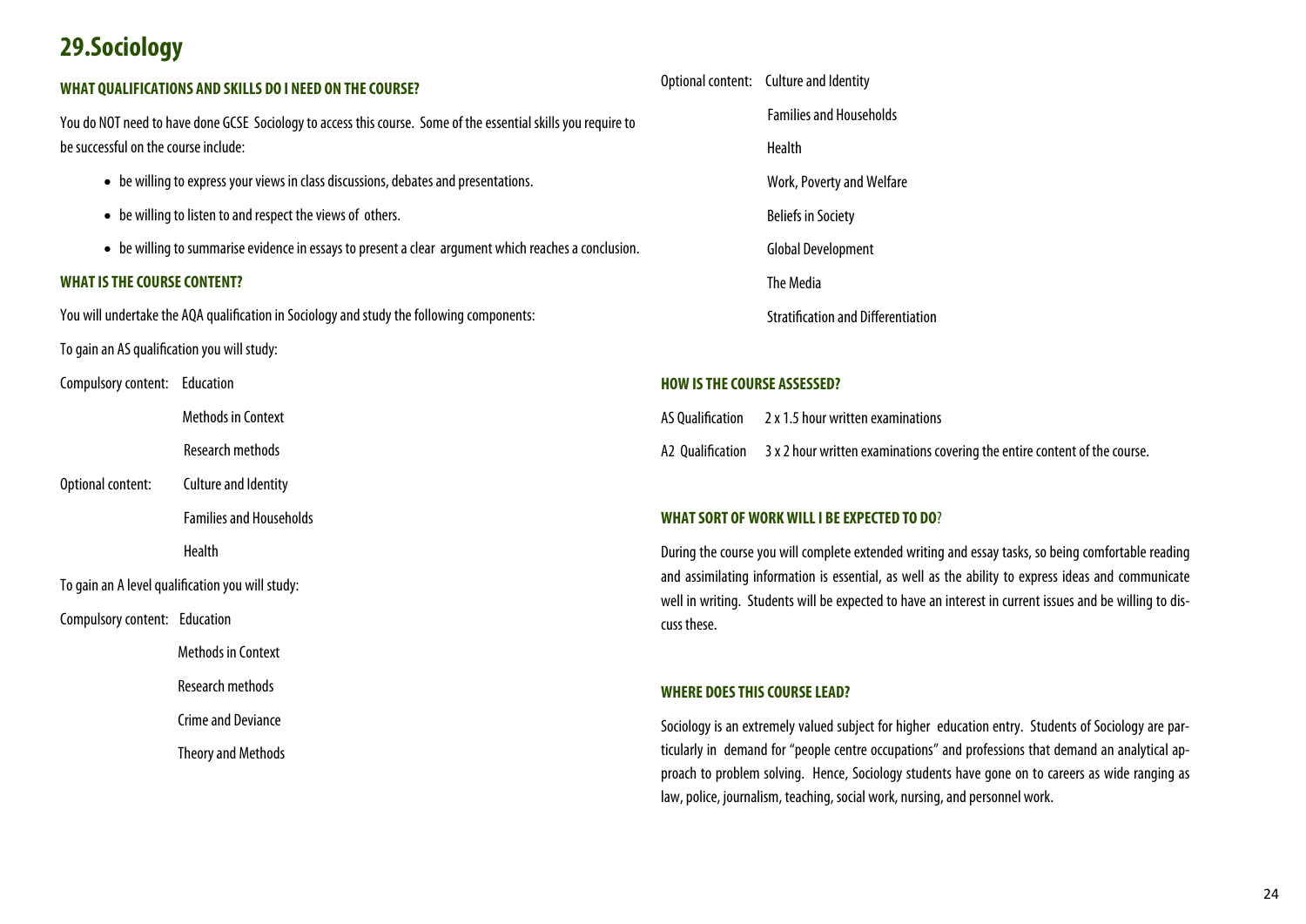# 29.Sociology

### WHAT QUALIFICATIONS AND SKILLS DO I NEED ON THE COURSE?

You do NOT need to have done GCSE Sociology to access this course. Some of the essential skills you require to be successful on the course include:

- be willing to express your views in class discussions, debates and presentations.
- be willing to listen to and respect the views of others.
- be willing to summarise evidence in essays to present a clear argument which reaches a conclusion.

### WHAT IS THE COURSE CONTENT?

You will undertake the AQA qualification in Sociology and study the following components:

To gain an AS qualification you will study:

Compulsory content: Education
Methods in Context
Research methods

Optional content: Culture and Identity
Families and Households
Health

To gain an A level qualification you will study:

Compulsory content: Education
Methods in Context
Research methods
Crime and Deviance
Theory and Methods

Optional content: Culture and Identity
Families and Households
Health
Work, Poverty and Welfare
Beliefs in Society
Global Development
The Media
Stratification and Differentiation

### HOW IS THE COURSE ASSESSED?

AS Qualification 2 x 1.5 hour written examinations

A2 Qualification 3 x 2 hour written examinations covering the entire content of the course.

### WHAT SORT OF WORK WILL I BE EXPECTED TO DO?

During the course you will complete extended writing and essay tasks, so being comfortable reading and assimilating information is essential, as well as the ability to express ideas and communicate well in writing. Students will be expected to have an interest in current issues and be willing to discuss these.

### WHERE DOES THIS COURSE LEAD?

Sociology is an extremely valued subject for higher education entry. Students of Sociology are particularly in demand for "people centre occupations" and professions that demand an analytical approach to problem solving. Hence, Sociology students have gone on to careers as wide ranging as law, police, journalism, teaching, social work, nursing, and personnel work.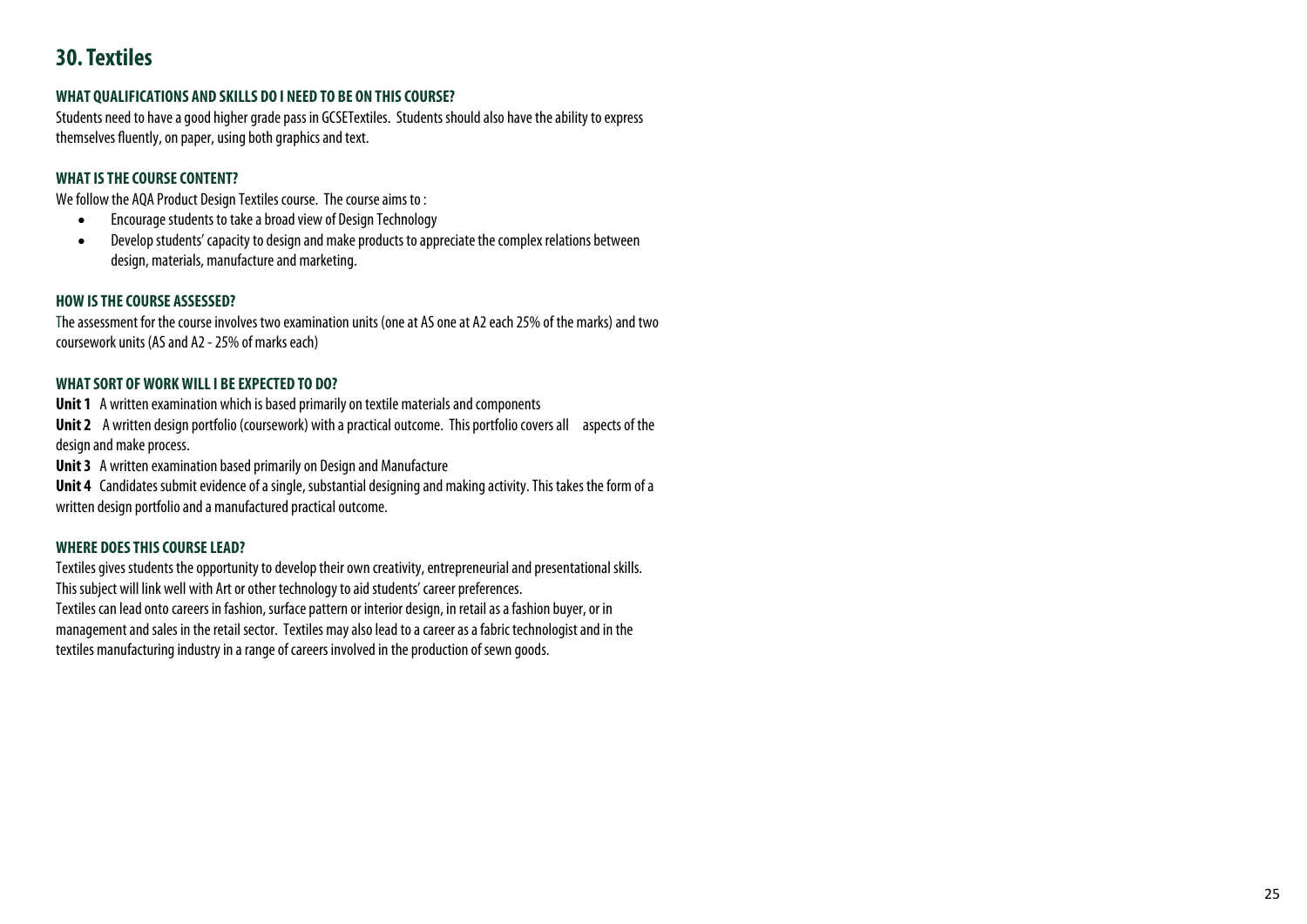# 30. Textiles

### WHAT QUALIFICATIONS AND SKILLS DO I NEED TO BE ON THIS COURSE?

Students need to have a good higher grade pass in GCSETextiles. Students should also have the ability to express themselves fluently, on paper, using both graphics and text.

### WHAT IS THE COURSE CONTENT?

We follow the AQA Product Design Textiles course. The course aims to :

- Encourage students to take a broad view of Design Technology
- Develop students' capacity to design and make products to appreciate the complex relations between design, materials, manufacture and marketing.

### HOW IS THE COURSE ASSESSED?

The assessment for the course involves two examination units (one at AS one at A2 each 25% of the marks) and two coursework units (AS and A2 - 25% of marks each)

### WHAT SORT OF WORK WILL I BE EXPECTED TO DO?

**Unit 1** A written examination which is based primarily on textile materials and components

**Unit 2** A written design portfolio (coursework) with a practical outcome. This portfolio covers all aspects of the design and make process.

**Unit 3** A written examination based primarily on Design and Manufacture

**Unit 4** Candidates submit evidence of a single, substantial designing and making activity. This takes the form of a written design portfolio and a manufactured practical outcome.

### WHERE DOES THIS COURSE LEAD?

Textiles gives students the opportunity to develop their own creativity, entrepreneurial and presentational skills. This subject will link well with Art or other technology to aid students' career preferences.

Textiles can lead onto careers in fashion, surface pattern or interior design, in retail as a fashion buyer, or in management and sales in the retail sector. Textiles may also lead to a career as a fabric technologist and in the textiles manufacturing industry in a range of careers involved in the production of sewn goods.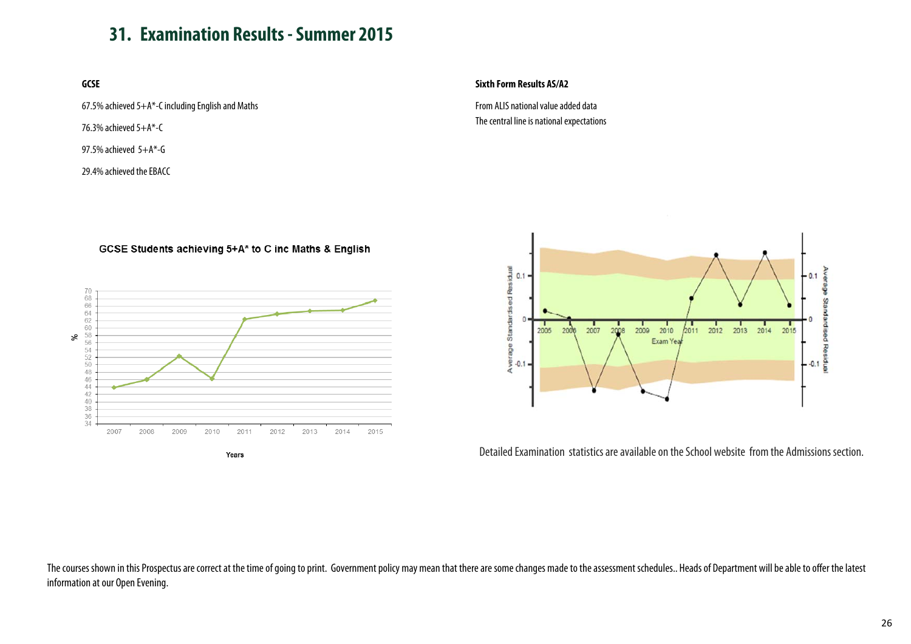# 31. Examination Results - Summer 2015

**GCSE**

67.5% achieved 5+A*-C including English and Maths

76.3% achieved 5+A*-C

97.5% achieved 5+A*-G

29.4% achieved the EBACC

GCSE Students achieving 5+A* to C inc Maths & English

%

70
68
66
64
62
60
58
56
54
52
50
48
46
44
42
40
38
36
34

2007 2008 2009 2010 2011 2012 2013 2014 2015

Years

**Sixth Form Results AS/A2**

From ALIS national value added data

The central line is national expectations

Average Standardised Residual

0.1
0
-0.1

2005 2006 2007 2008 2009 2010 2011 2012 2013 2014 2015

Exam Year

Average Standardised Residual

0.1
0
-0.1

Detailed Examination statistics are available on the School website from the Admissions section.

The courses shown in this Prospectus are correct at the time of going to print. Government policy may mean that there are some changes made to the assessment schedules.. Heads of Department will be able to offer the latest information at our Open Evening.